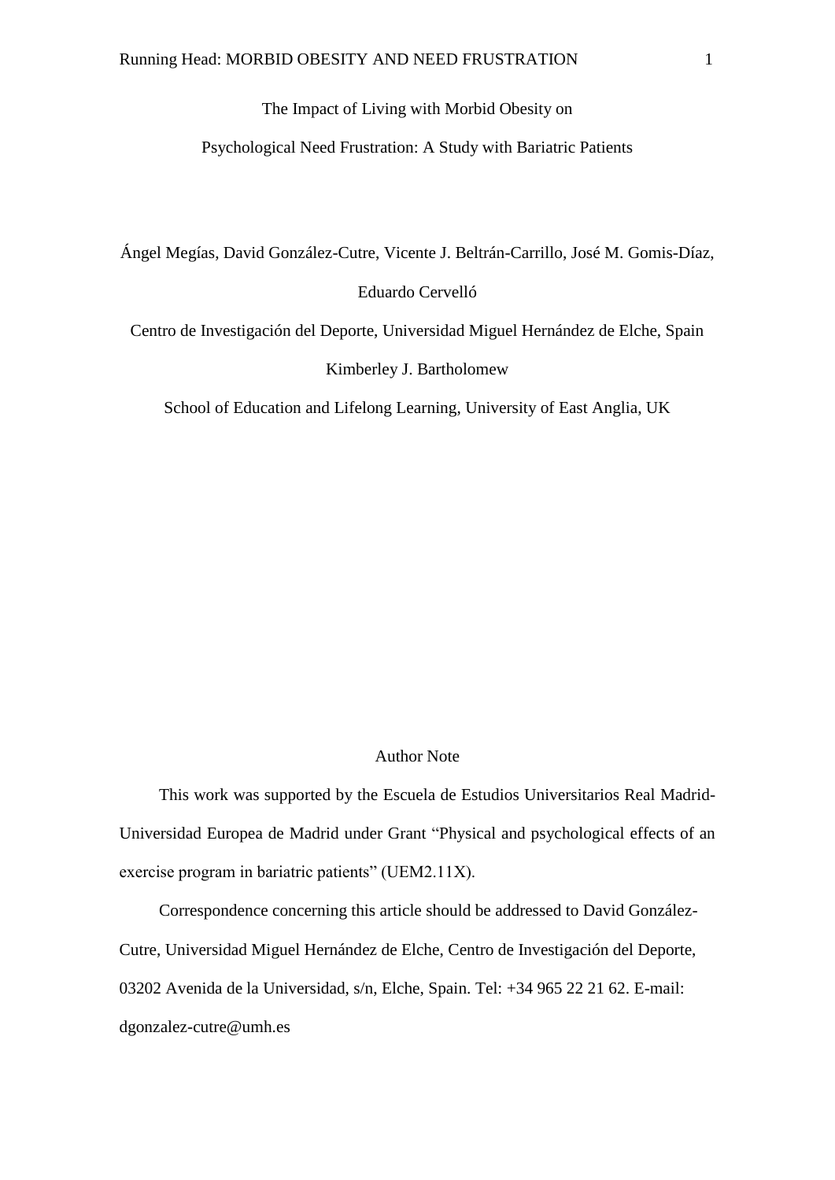# The Impact of Living with Morbid Obesity on Psychological Need Frustration: A Study with Bariatric Patients

Ángel Megías, David González-Cutre, Vicente J. Beltrán-Carrillo, José M. Gomis-Díaz, Eduardo Cervelló

Centro de Investigación del Deporte, Universidad Miguel Hernández de Elche, Spain

Kimberley J. Bartholomew

School of Education and Lifelong Learning, University of East Anglia, UK

## Author Note

This work was supported by the Escuela de Estudios Universitarios Real Madrid-Universidad Europea de Madrid under Grant "Physical and psychological effects of an exercise program in bariatric patients" (UEM2.11X).

Correspondence concerning this article should be addressed to David González-Cutre, Universidad Miguel Hernández de Elche, Centro de Investigación del Deporte, 03202 Avenida de la Universidad, s/n, Elche, Spain. Tel: +34 965 22 21 62. E-mail: dgonzalez-cutre@umh.es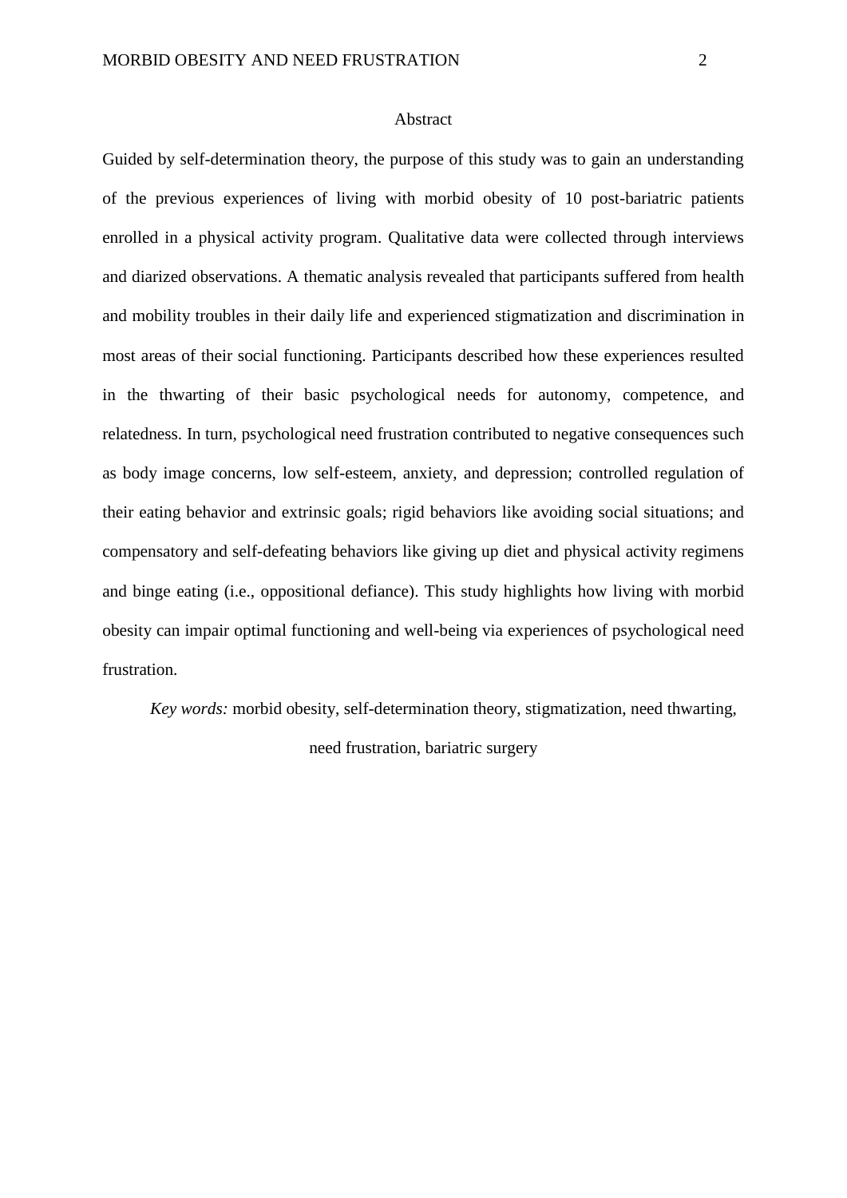## Abstract

Guided by self-determination theory, the purpose of this study was to gain an understanding of the previous experiences of living with morbid obesity of 10 post-bariatric patients enrolled in a physical activity program. Qualitative data were collected through interviews and diarized observations. A thematic analysis revealed that participants suffered from health and mobility troubles in their daily life and experienced stigmatization and discrimination in most areas of their social functioning. Participants described how these experiences resulted in the thwarting of their basic psychological needs for autonomy, competence, and relatedness. In turn, psychological need frustration contributed to negative consequences such as body image concerns, low self-esteem, anxiety, and depression; controlled regulation of their eating behavior and extrinsic goals; rigid behaviors like avoiding social situations; and compensatory and self-defeating behaviors like giving up diet and physical activity regimens and binge eating (i.e., oppositional defiance). This study highlights how living with morbid obesity can impair optimal functioning and well-being via experiences of psychological need frustration.

*Key words:* morbid obesity, self-determination theory, stigmatization, need thwarting, need frustration, bariatric surgery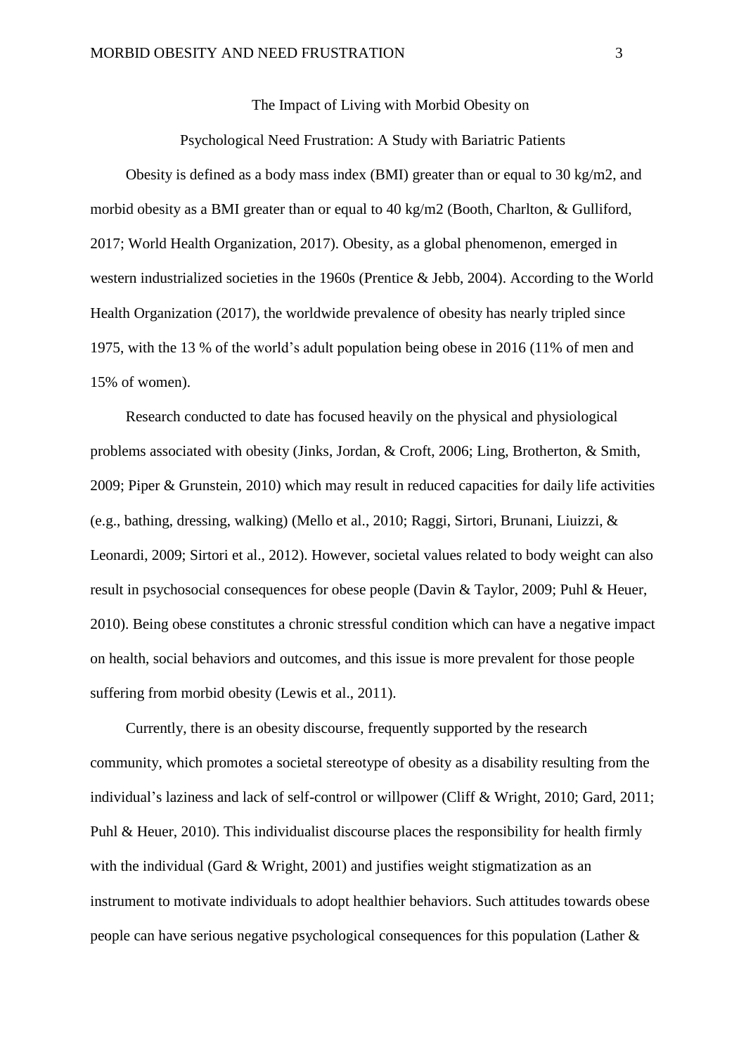# The Impact of Living with Morbid Obesity on Psychological Need Frustration: A Study with Bariatric Patients

Obesity is defined as a body mass index (BMI) greater than or equal to 30 kg/m2, and morbid obesity as a BMI greater than or equal to 40 kg/m2 (Booth, Charlton, & Gulliford, 2017; World Health Organization, 2017). Obesity, as a global phenomenon, emerged in western industrialized societies in the 1960s (Prentice & Jebb, 2004). According to the World Health Organization (2017), the worldwide prevalence of obesity has nearly tripled since 1975, with the 13 % of the world's adult population being obese in 2016 (11% of men and 15% of women).

Research conducted to date has focused heavily on the physical and physiological problems associated with obesity (Jinks, Jordan, & Croft, 2006; Ling, Brotherton, & Smith, 2009; Piper & Grunstein, 2010) which may result in reduced capacities for daily life activities (e.g., bathing, dressing, walking) (Mello et al., 2010; Raggi, Sirtori, Brunani, Liuizzi, & Leonardi, 2009; Sirtori et al., 2012). However, societal values related to body weight can also result in psychosocial consequences for obese people (Davin & Taylor, 2009; Puhl & Heuer, 2010). Being obese constitutes a chronic stressful condition which can have a negative impact on health, social behaviors and outcomes, and this issue is more prevalent for those people suffering from morbid obesity (Lewis et al., 2011).

Currently, there is an obesity discourse, frequently supported by the research community, which promotes a societal stereotype of obesity as a disability resulting from the individual's laziness and lack of self-control or willpower (Cliff & Wright, 2010; Gard, 2011; Puhl & Heuer, 2010). This individualist discourse places the responsibility for health firmly with the individual (Gard & Wright, 2001) and justifies weight stigmatization as an instrument to motivate individuals to adopt healthier behaviors. Such attitudes towards obese people can have serious negative psychological consequences for this population (Lather &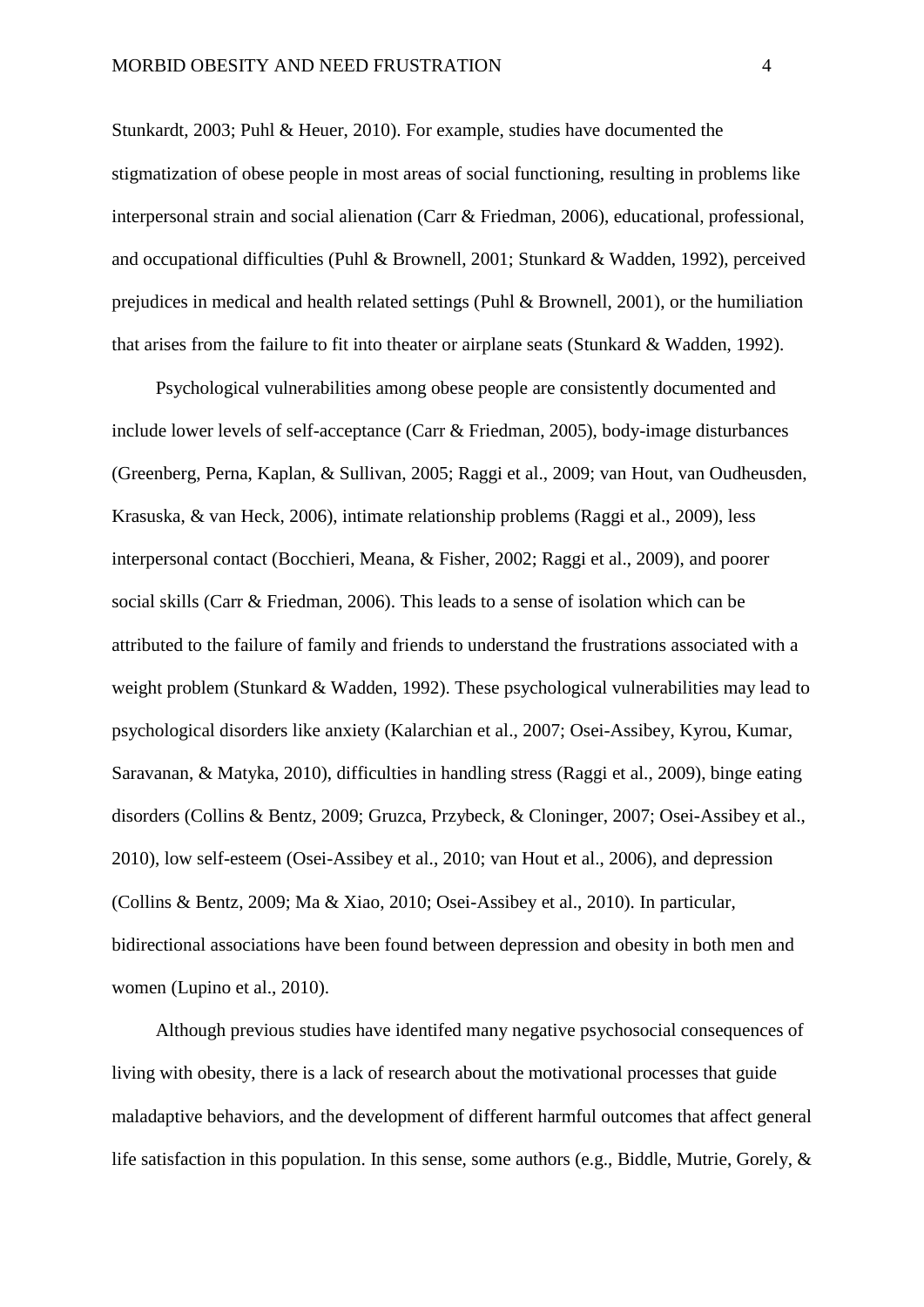Stunkardt, 2003; Puhl & Heuer, 2010). For example, studies have documented the stigmatization of obese people in most areas of social functioning, resulting in problems like interpersonal strain and social alienation (Carr & Friedman, 2006), educational, professional, and occupational difficulties (Puhl & Brownell, 2001; Stunkard & Wadden, 1992), perceived prejudices in medical and health related settings (Puhl & Brownell, 2001), or the humiliation that arises from the failure to fit into theater or airplane seats (Stunkard & Wadden, 1992).

Psychological vulnerabilities among obese people are consistently documented and include lower levels of self-acceptance (Carr & Friedman, 2005), body-image disturbances (Greenberg, Perna, Kaplan, & Sullivan, 2005; Raggi et al., 2009; van Hout, van Oudheusden, Krasuska, & van Heck, 2006), intimate relationship problems (Raggi et al., 2009), less interpersonal contact (Bocchieri, Meana, & Fisher, 2002; Raggi et al., 2009), and poorer social skills (Carr & Friedman, 2006). This leads to a sense of isolation which can be attributed to the failure of family and friends to understand the frustrations associated with a weight problem (Stunkard & Wadden, 1992). These psychological vulnerabilities may lead to psychological disorders like anxiety (Kalarchian et al., 2007; Osei-Assibey, Kyrou, Kumar, Saravanan, & Matyka, 2010), difficulties in handling stress (Raggi et al., 2009), binge eating disorders (Collins & Bentz, 2009; Gruzca, Przybeck, & Cloninger, 2007; Osei-Assibey et al., 2010), low self-esteem (Osei-Assibey et al., 2010; van Hout et al., 2006), and depression (Collins & Bentz, 2009; Ma & Xiao, 2010; Osei-Assibey et al., 2010). In particular, bidirectional associations have been found between depression and obesity in both men and women (Lupino et al., 2010).

Although previous studies have identifed many negative psychosocial consequences of living with obesity, there is a lack of research about the motivational processes that guide maladaptive behaviors, and the development of different harmful outcomes that affect general life satisfaction in this population. In this sense, some authors (e.g., Biddle, Mutrie, Gorely, &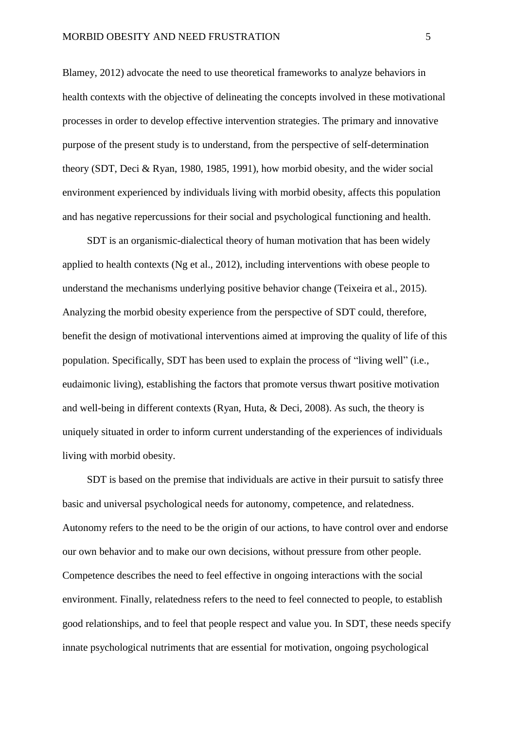Blamey, 2012) advocate the need to use theoretical frameworks to analyze behaviors in health contexts with the objective of delineating the concepts involved in these motivational processes in order to develop effective intervention strategies. The primary and innovative purpose of the present study is to understand, from the perspective of self-determination theory (SDT, Deci & Ryan, 1980, 1985, 1991), how morbid obesity, and the wider social environment experienced by individuals living with morbid obesity, affects this population and has negative repercussions for their social and psychological functioning and health.

SDT is an organismic-dialectical theory of human motivation that has been widely applied to health contexts (Ng et al., 2012), including interventions with obese people to understand the mechanisms underlying positive behavior change (Teixeira et al., 2015). Analyzing the morbid obesity experience from the perspective of SDT could, therefore, benefit the design of motivational interventions aimed at improving the quality of life of this population. Specifically, SDT has been used to explain the process of "living well" (i.e., eudaimonic living), establishing the factors that promote versus thwart positive motivation and well-being in different contexts (Ryan, Huta, & Deci, 2008). As such, the theory is uniquely situated in order to inform current understanding of the experiences of individuals living with morbid obesity.

SDT is based on the premise that individuals are active in their pursuit to satisfy three basic and universal psychological needs for autonomy, competence, and relatedness. Autonomy refers to the need to be the origin of our actions, to have control over and endorse our own behavior and to make our own decisions, without pressure from other people. Competence describes the need to feel effective in ongoing interactions with the social environment. Finally, relatedness refers to the need to feel connected to people, to establish good relationships, and to feel that people respect and value you. In SDT, these needs specify innate psychological nutriments that are essential for motivation, ongoing psychological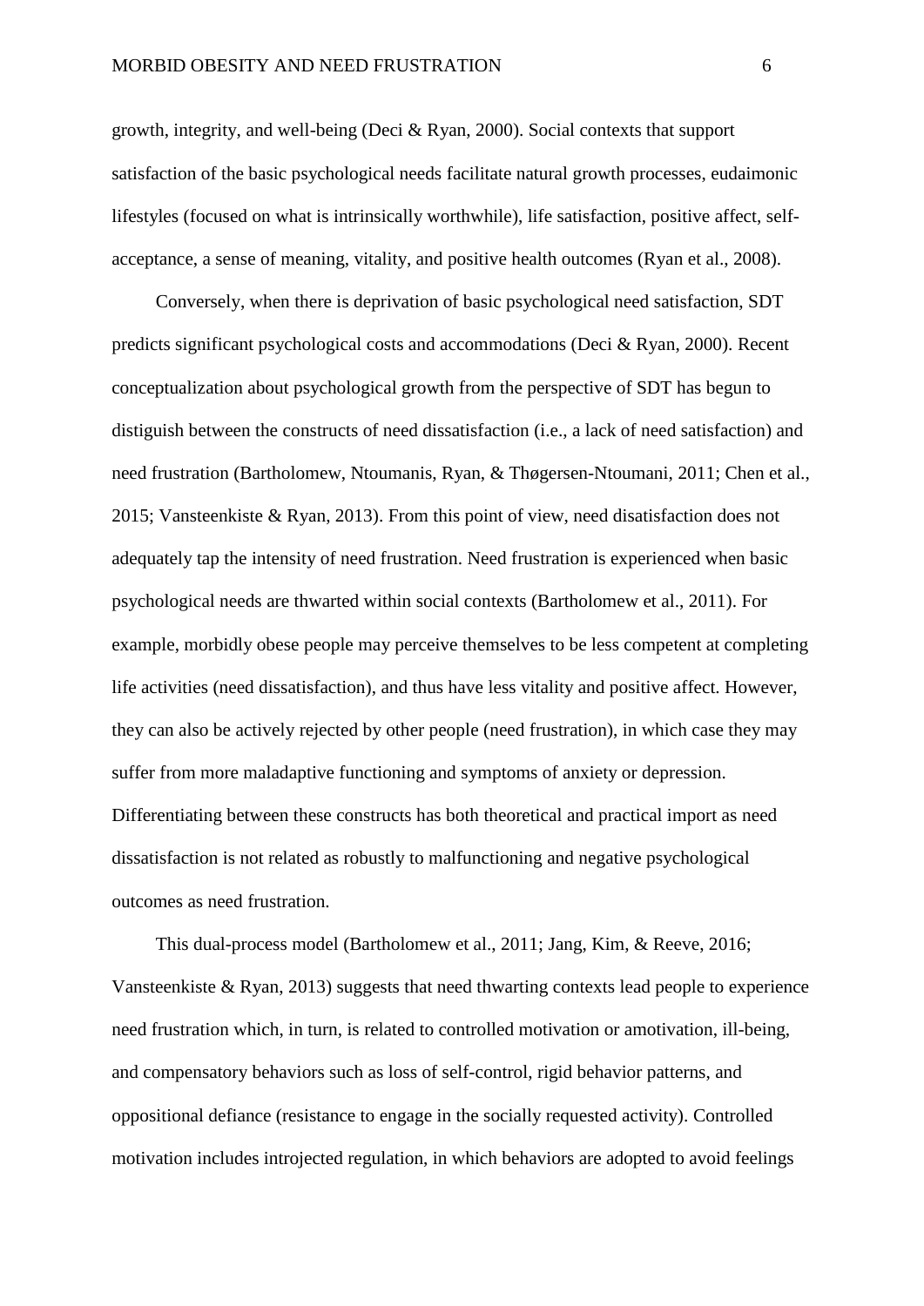growth, integrity, and well-being (Deci & Ryan, 2000). Social contexts that support satisfaction of the basic psychological needs facilitate natural growth processes, eudaimonic lifestyles (focused on what is intrinsically worthwhile), life satisfaction, positive affect, self-acceptance, a sense of meaning, vitality, and positive health outcomes (Ryan et al., 2008).

Conversely, when there is deprivation of basic psychological need satisfaction, SDT predicts significant psychological costs and accommodations (Deci & Ryan, 2000). Recent conceptualization about psychological growth from the perspective of SDT has begun to distiguish between the constructs of need dissatisfaction (i.e., a lack of need satisfaction) and need frustration (Bartholomew, Ntoumanis, Ryan, & Thøgersen-Ntoumani, 2011; Chen et al., 2015; Vansteenkiste & Ryan, 2013). From this point of view, need disatisfaction does not adequately tap the intensity of need frustration. Need frustration is experienced when basic psychological needs are thwarted within social contexts (Bartholomew et al., 2011). For example, morbidly obese people may perceive themselves to be less competent at completing life activities (need dissatisfaction), and thus have less vitality and positive affect. However, they can also be actively rejected by other people (need frustration), in which case they may suffer from more maladaptive functioning and symptoms of anxiety or depression. Differentiating between these constructs has both theoretical and practical import as need dissatisfaction is not related as robustly to malfunctioning and negative psychological outcomes as need frustration.

This dual-process model (Bartholomew et al., 2011; Jang, Kim, & Reeve, 2016; Vansteenkiste & Ryan, 2013) suggests that need thwarting contexts lead people to experience need frustration which, in turn, is related to controlled motivation or amotivation, ill-being, and compensatory behaviors such as loss of self-control, rigid behavior patterns, and oppositional defiance (resistance to engage in the socially requested activity). Controlled motivation includes introjected regulation, in which behaviors are adopted to avoid feelings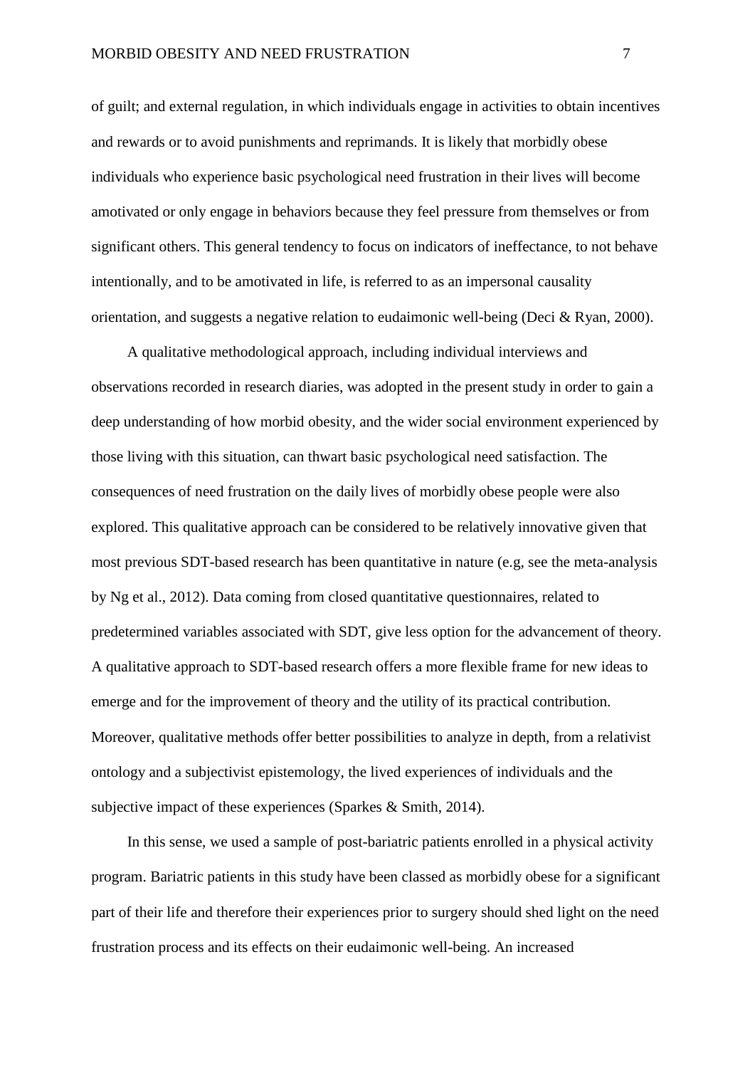of guilt; and external regulation, in which individuals engage in activities to obtain incentives and rewards or to avoid punishments and reprimands. It is likely that morbidly obese individuals who experience basic psychological need frustration in their lives will become amotivated or only engage in behaviors because they feel pressure from themselves or from significant others. This general tendency to focus on indicators of ineffectance, to not behave intentionally, and to be amotivated in life, is referred to as an impersonal causality orientation, and suggests a negative relation to eudaimonic well-being (Deci & Ryan, 2000).

A qualitative methodological approach, including individual interviews and observations recorded in research diaries, was adopted in the present study in order to gain a deep understanding of how morbid obesity, and the wider social environment experienced by those living with this situation, can thwart basic psychological need satisfaction. The consequences of need frustration on the daily lives of morbidly obese people were also explored. This qualitative approach can be considered to be relatively innovative given that most previous SDT-based research has been quantitative in nature (e.g, see the meta-analysis by Ng et al., 2012). Data coming from closed quantitative questionnaires, related to predetermined variables associated with SDT, give less option for the advancement of theory. A qualitative approach to SDT-based research offers a more flexible frame for new ideas to emerge and for the improvement of theory and the utility of its practical contribution. Moreover, qualitative methods offer better possibilities to analyze in depth, from a relativist ontology and a subjectivist epistemology, the lived experiences of individuals and the subjective impact of these experiences (Sparkes & Smith, 2014).

In this sense, we used a sample of post-bariatric patients enrolled in a physical activity program. Bariatric patients in this study have been classed as morbidly obese for a significant part of their life and therefore their experiences prior to surgery should shed light on the need frustration process and its effects on their eudaimonic well-being. An increased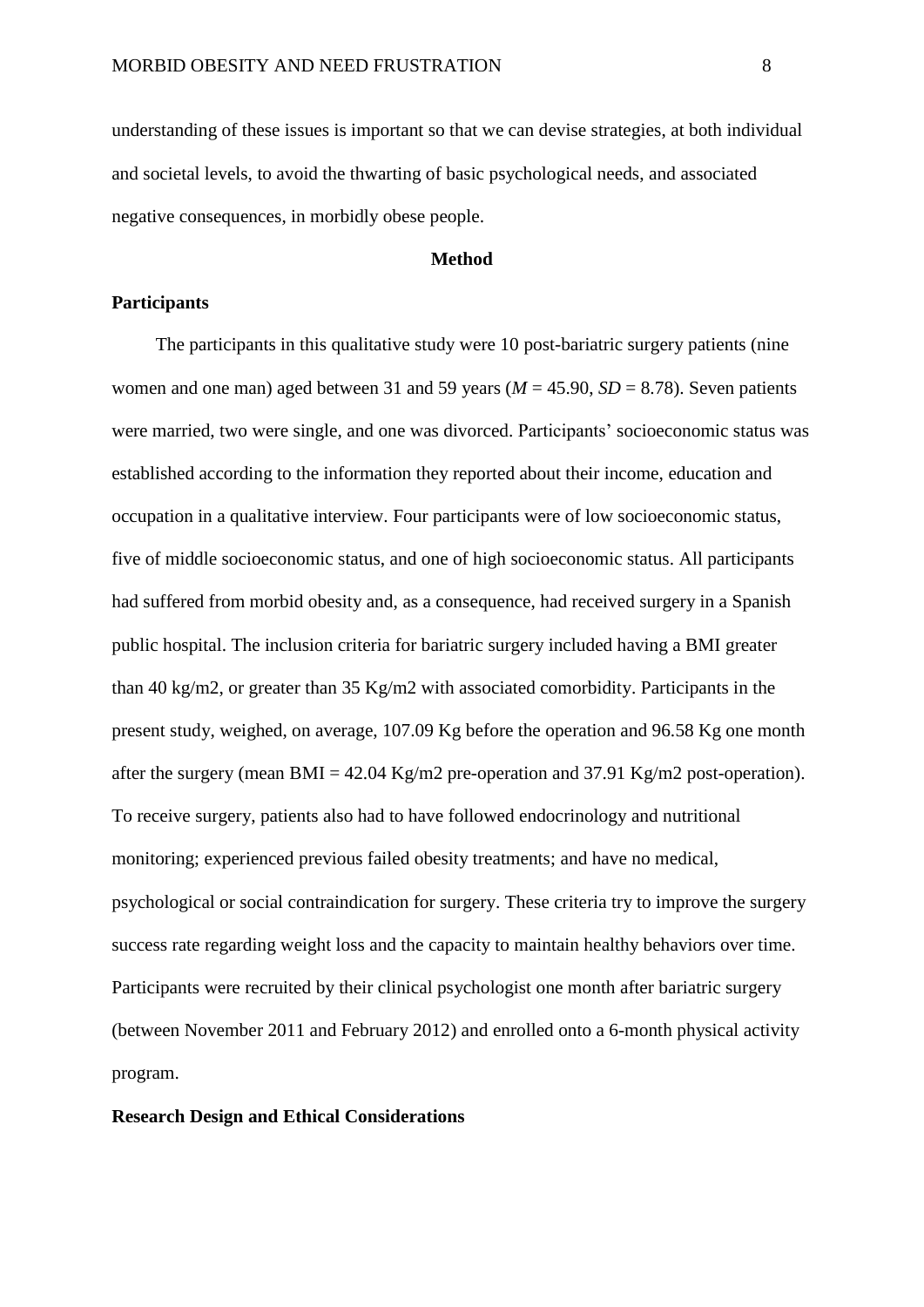understanding of these issues is important so that we can devise strategies, at both individual and societal levels, to avoid the thwarting of basic psychological needs, and associated negative consequences, in morbidly obese people.

# Method

## Participants

The participants in this qualitative study were 10 post-bariatric surgery patients (nine women and one man) aged between 31 and 59 years ($M$ = 45.90, $SD$ = 8.78). Seven patients were married, two were single, and one was divorced. Participants' socioeconomic status was established according to the information they reported about their income, education and occupation in a qualitative interview. Four participants were of low socioeconomic status, five of middle socioeconomic status, and one of high socioeconomic status. All participants had suffered from morbid obesity and, as a consequence, had received surgery in a Spanish public hospital. The inclusion criteria for bariatric surgery included having a BMI greater than 40 kg/m2, or greater than 35 Kg/m2 with associated comorbidity. Participants in the present study, weighed, on average, 107.09 Kg before the operation and 96.58 Kg one month after the surgery (mean BMI = 42.04 Kg/m2 pre-operation and 37.91 Kg/m2 post-operation). To receive surgery, patients also had to have followed endocrinology and nutritional monitoring; experienced previous failed obesity treatments; and have no medical, psychological or social contraindication for surgery. These criteria try to improve the surgery success rate regarding weight loss and the capacity to maintain healthy behaviors over time. Participants were recruited by their clinical psychologist one month after bariatric surgery (between November 2011 and February 2012) and enrolled onto a 6-month physical activity program.

## Research Design and Ethical Considerations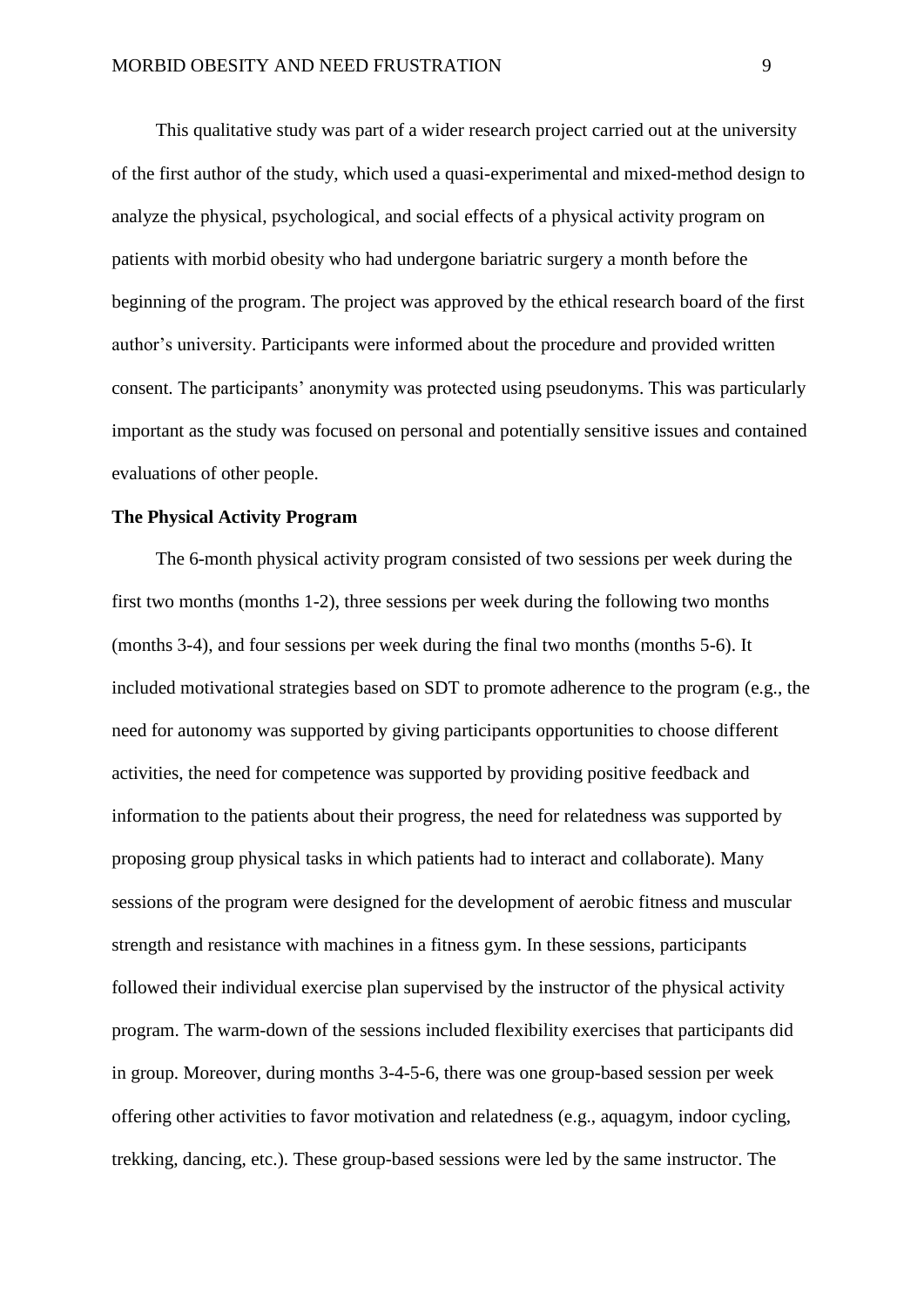This qualitative study was part of a wider research project carried out at the university of the first author of the study, which used a quasi-experimental and mixed-method design to analyze the physical, psychological, and social effects of a physical activity program on patients with morbid obesity who had undergone bariatric surgery a month before the beginning of the program. The project was approved by the ethical research board of the first author's university. Participants were informed about the procedure and provided written consent. The participants' anonymity was protected using pseudonyms. This was particularly important as the study was focused on personal and potentially sensitive issues and contained evaluations of other people.

**The Physical Activity Program**

The 6-month physical activity program consisted of two sessions per week during the first two months (months 1-2), three sessions per week during the following two months (months 3-4), and four sessions per week during the final two months (months 5-6). It included motivational strategies based on SDT to promote adherence to the program (e.g., the need for autonomy was supported by giving participants opportunities to choose different activities, the need for competence was supported by providing positive feedback and information to the patients about their progress, the need for relatedness was supported by proposing group physical tasks in which patients had to interact and collaborate). Many sessions of the program were designed for the development of aerobic fitness and muscular strength and resistance with machines in a fitness gym. In these sessions, participants followed their individual exercise plan supervised by the instructor of the physical activity program. The warm-down of the sessions included flexibility exercises that participants did in group. Moreover, during months 3-4-5-6, there was one group-based session per week offering other activities to favor motivation and relatedness (e.g., aquagym, indoor cycling, trekking, dancing, etc.). These group-based sessions were led by the same instructor. The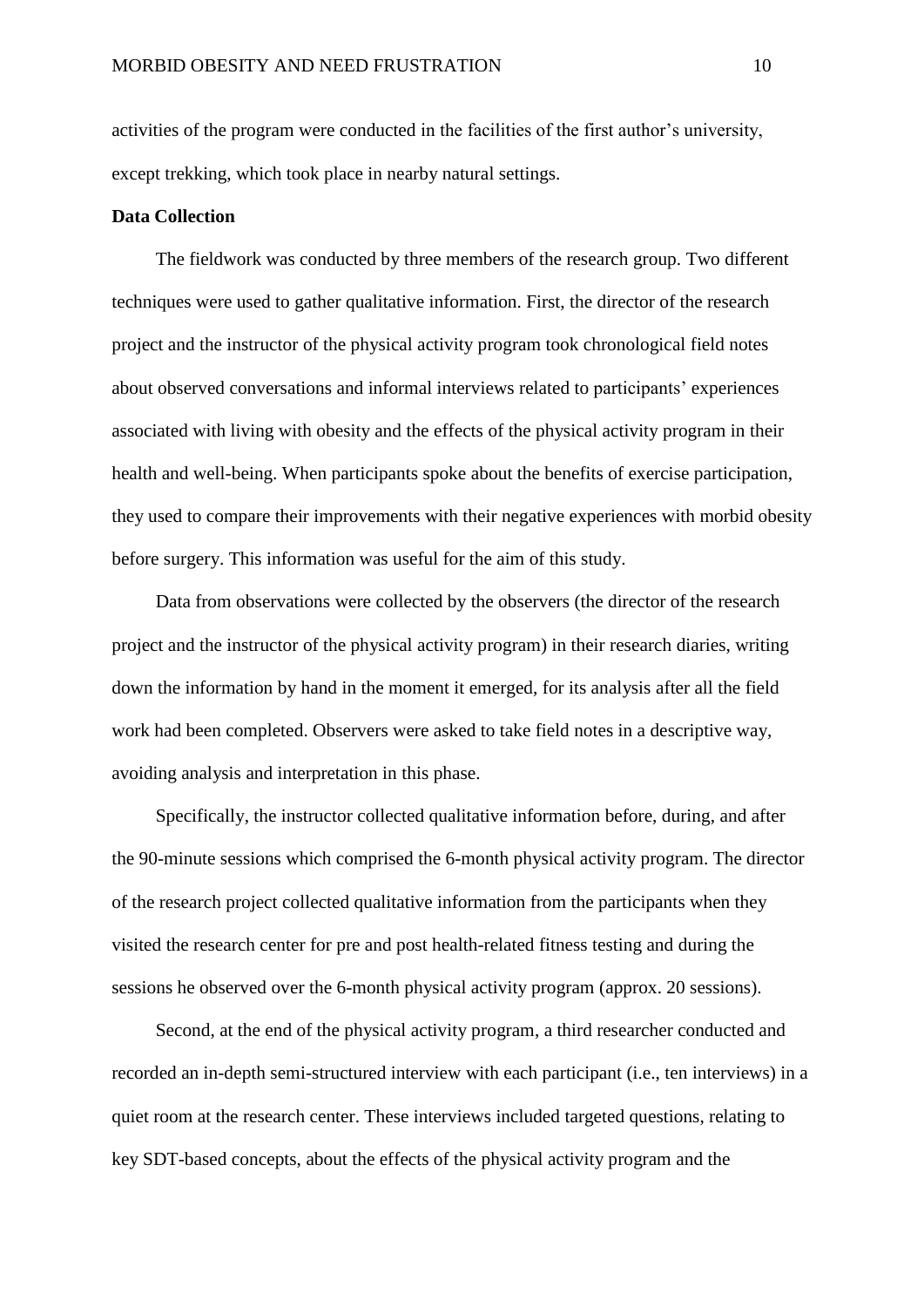activities of the program were conducted in the facilities of the first author's university, except trekking, which took place in nearby natural settings.

**Data Collection**

The fieldwork was conducted by three members of the research group. Two different techniques were used to gather qualitative information. First, the director of the research project and the instructor of the physical activity program took chronological field notes about observed conversations and informal interviews related to participants' experiences associated with living with obesity and the effects of the physical activity program in their health and well-being. When participants spoke about the benefits of exercise participation, they used to compare their improvements with their negative experiences with morbid obesity before surgery. This information was useful for the aim of this study.

Data from observations were collected by the observers (the director of the research project and the instructor of the physical activity program) in their research diaries, writing down the information by hand in the moment it emerged, for its analysis after all the field work had been completed. Observers were asked to take field notes in a descriptive way, avoiding analysis and interpretation in this phase.

Specifically, the instructor collected qualitative information before, during, and after the 90-minute sessions which comprised the 6-month physical activity program. The director of the research project collected qualitative information from the participants when they visited the research center for pre and post health-related fitness testing and during the sessions he observed over the 6-month physical activity program (approx. 20 sessions).

Second, at the end of the physical activity program, a third researcher conducted and recorded an in-depth semi-structured interview with each participant (i.e., ten interviews) in a quiet room at the research center. These interviews included targeted questions, relating to key SDT-based concepts, about the effects of the physical activity program and the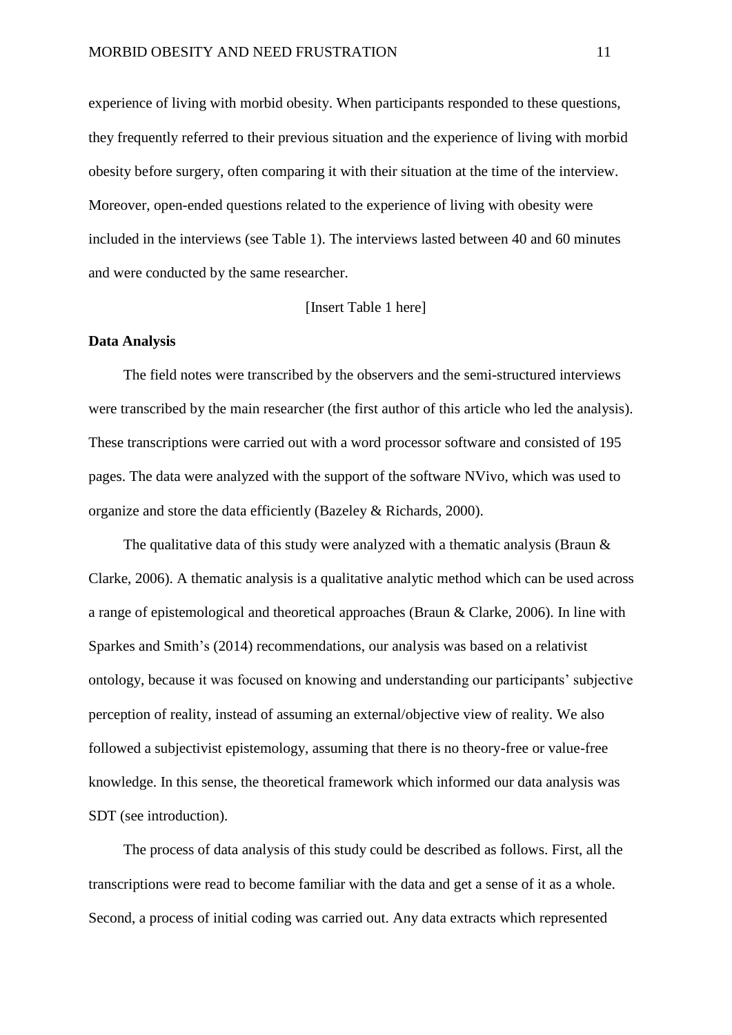experience of living with morbid obesity. When participants responded to these questions, they frequently referred to their previous situation and the experience of living with morbid obesity before surgery, often comparing it with their situation at the time of the interview. Moreover, open-ended questions related to the experience of living with obesity were included in the interviews (see Table 1). The interviews lasted between 40 and 60 minutes and were conducted by the same researcher.

[Insert Table 1 here]

**Data Analysis**

The field notes were transcribed by the observers and the semi-structured interviews were transcribed by the main researcher (the first author of this article who led the analysis). These transcriptions were carried out with a word processor software and consisted of 195 pages. The data were analyzed with the support of the software NVivo, which was used to organize and store the data efficiently (Bazeley & Richards, 2000).

The qualitative data of this study were analyzed with a thematic analysis (Braun & Clarke, 2006). A thematic analysis is a qualitative analytic method which can be used across a range of epistemological and theoretical approaches (Braun & Clarke, 2006). In line with Sparkes and Smith's (2014) recommendations, our analysis was based on a relativist ontology, because it was focused on knowing and understanding our participants' subjective perception of reality, instead of assuming an external/objective view of reality. We also followed a subjectivist epistemology, assuming that there is no theory-free or value-free knowledge. In this sense, the theoretical framework which informed our data analysis was SDT (see introduction).

The process of data analysis of this study could be described as follows. First, all the transcriptions were read to become familiar with the data and get a sense of it as a whole. Second, a process of initial coding was carried out. Any data extracts which represented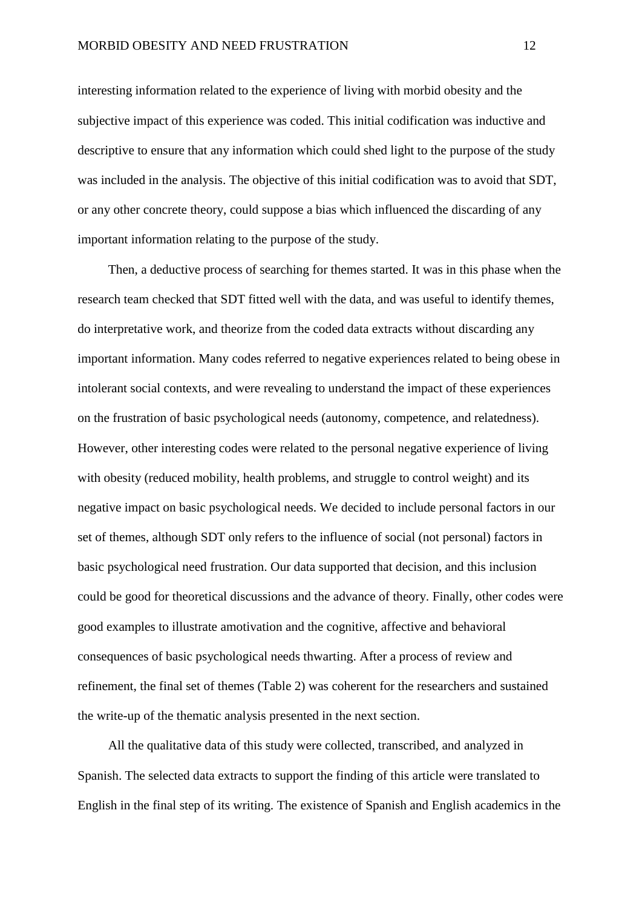interesting information related to the experience of living with morbid obesity and the subjective impact of this experience was coded. This initial codification was inductive and descriptive to ensure that any information which could shed light to the purpose of the study was included in the analysis. The objective of this initial codification was to avoid that SDT, or any other concrete theory, could suppose a bias which influenced the discarding of any important information relating to the purpose of the study.

Then, a deductive process of searching for themes started. It was in this phase when the research team checked that SDT fitted well with the data, and was useful to identify themes, do interpretative work, and theorize from the coded data extracts without discarding any important information. Many codes referred to negative experiences related to being obese in intolerant social contexts, and were revealing to understand the impact of these experiences on the frustration of basic psychological needs (autonomy, competence, and relatedness). However, other interesting codes were related to the personal negative experience of living with obesity (reduced mobility, health problems, and struggle to control weight) and its negative impact on basic psychological needs. We decided to include personal factors in our set of themes, although SDT only refers to the influence of social (not personal) factors in basic psychological need frustration. Our data supported that decision, and this inclusion could be good for theoretical discussions and the advance of theory. Finally, other codes were good examples to illustrate amotivation and the cognitive, affective and behavioral consequences of basic psychological needs thwarting. After a process of review and refinement, the final set of themes (Table 2) was coherent for the researchers and sustained the write-up of the thematic analysis presented in the next section.

All the qualitative data of this study were collected, transcribed, and analyzed in Spanish. The selected data extracts to support the finding of this article were translated to English in the final step of its writing. The existence of Spanish and English academics in the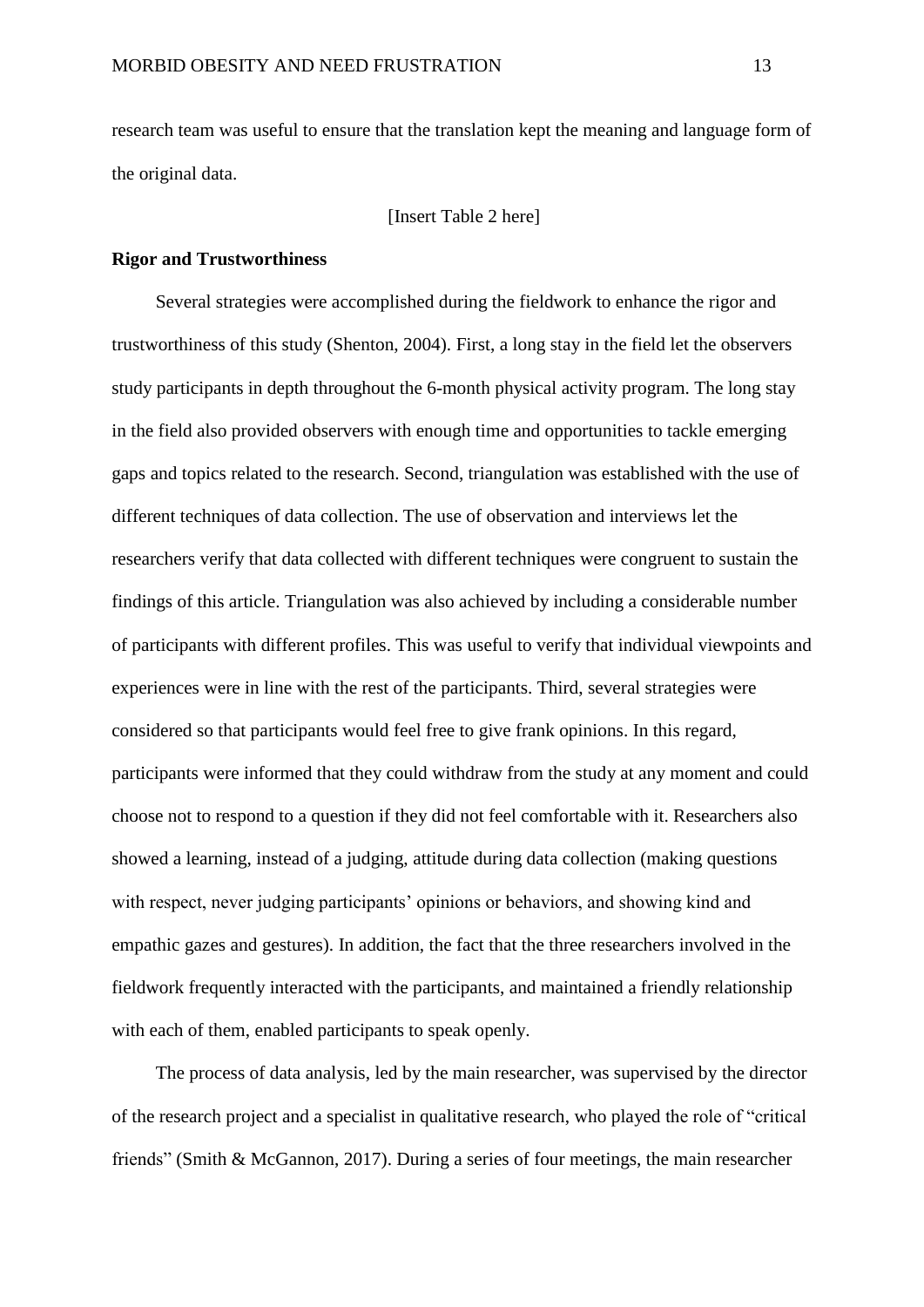research team was useful to ensure that the translation kept the meaning and language form of the original data.

[Insert Table 2 here]

**Rigor and Trustworthiness**

Several strategies were accomplished during the fieldwork to enhance the rigor and trustworthiness of this study (Shenton, 2004). First, a long stay in the field let the observers study participants in depth throughout the 6-month physical activity program. The long stay in the field also provided observers with enough time and opportunities to tackle emerging gaps and topics related to the research. Second, triangulation was established with the use of different techniques of data collection. The use of observation and interviews let the researchers verify that data collected with different techniques were congruent to sustain the findings of this article. Triangulation was also achieved by including a considerable number of participants with different profiles. This was useful to verify that individual viewpoints and experiences were in line with the rest of the participants. Third, several strategies were considered so that participants would feel free to give frank opinions. In this regard, participants were informed that they could withdraw from the study at any moment and could choose not to respond to a question if they did not feel comfortable with it. Researchers also showed a learning, instead of a judging, attitude during data collection (making questions with respect, never judging participants' opinions or behaviors, and showing kind and empathic gazes and gestures). In addition, the fact that the three researchers involved in the fieldwork frequently interacted with the participants, and maintained a friendly relationship with each of them, enabled participants to speak openly.

The process of data analysis, led by the main researcher, was supervised by the director of the research project and a specialist in qualitative research, who played the role of "critical friends" (Smith & McGannon, 2017). During a series of four meetings, the main researcher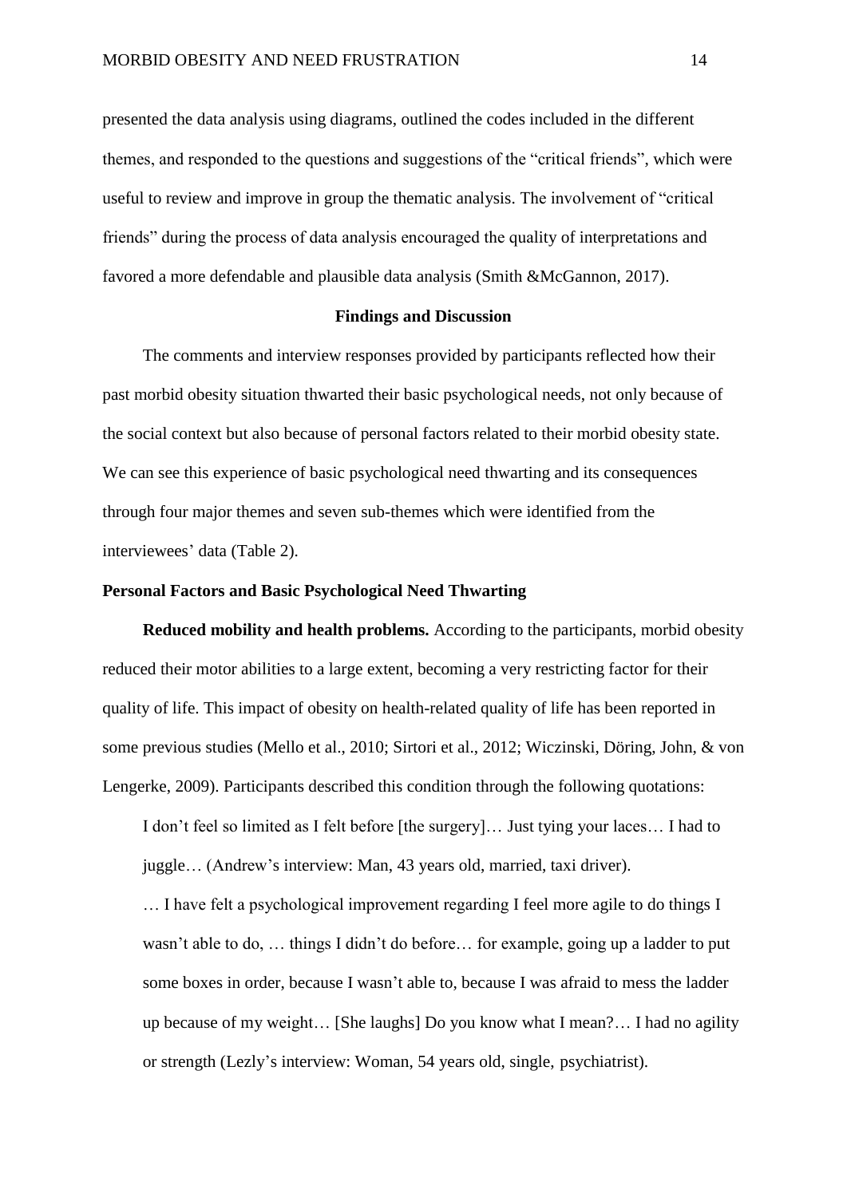presented the data analysis using diagrams, outlined the codes included in the different themes, and responded to the questions and suggestions of the "critical friends", which were useful to review and improve in group the thematic analysis. The involvement of "critical friends" during the process of data analysis encouraged the quality of interpretations and favored a more defendable and plausible data analysis (Smith &McGannon, 2017).

## Findings and Discussion

The comments and interview responses provided by participants reflected how their past morbid obesity situation thwarted their basic psychological needs, not only because of the social context but also because of personal factors related to their morbid obesity state. We can see this experience of basic psychological need thwarting and its consequences through four major themes and seven sub-themes which were identified from the interviewees' data (Table 2).

### Personal Factors and Basic Psychological Need Thwarting

**Reduced mobility and health problems.** According to the participants, morbid obesity reduced their motor abilities to a large extent, becoming a very restricting factor for their quality of life. This impact of obesity on health-related quality of life has been reported in some previous studies (Mello et al., 2010; Sirtori et al., 2012; Wiczinski, Döring, John, & von Lengerke, 2009). Participants described this condition through the following quotations:

> I don't feel so limited as I felt before [the surgery]… Just tying your laces… I had to juggle… (Andrew's interview: Man, 43 years old, married, taxi driver).
>
> … I have felt a psychological improvement regarding I feel more agile to do things I wasn't able to do, … things I didn't do before… for example, going up a ladder to put some boxes in order, because I wasn't able to, because I was afraid to mess the ladder up because of my weight… [She laughs] Do you know what I mean?… I had no agility or strength (Lezly's interview: Woman, 54 years old, single, psychiatrist).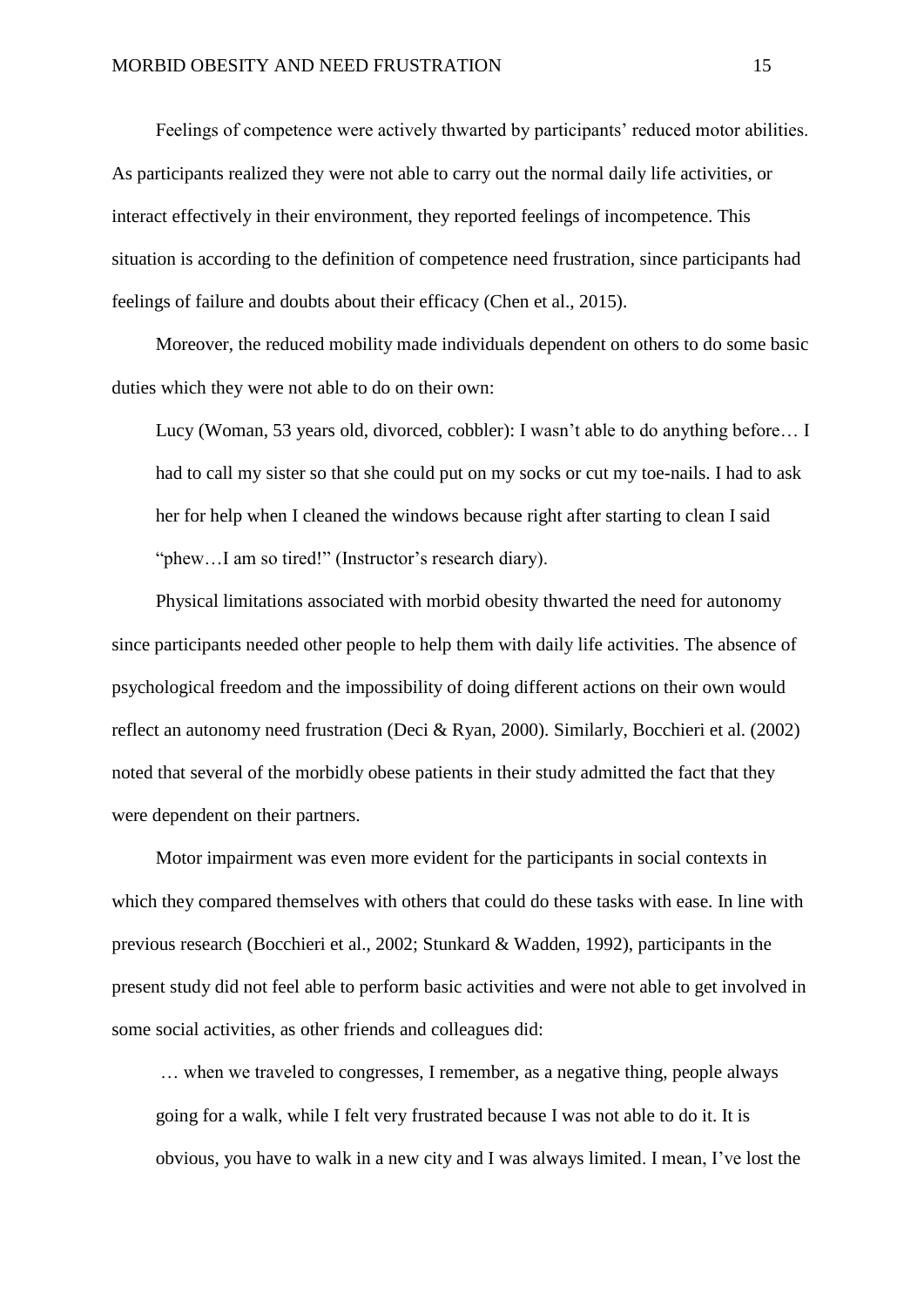Feelings of competence were actively thwarted by participants' reduced motor abilities. As participants realized they were not able to carry out the normal daily life activities, or interact effectively in their environment, they reported feelings of incompetence. This situation is according to the definition of competence need frustration, since participants had feelings of failure and doubts about their efficacy (Chen et al., 2015).

Moreover, the reduced mobility made individuals dependent on others to do some basic duties which they were not able to do on their own:

> Lucy (Woman, 53 years old, divorced, cobbler): I wasn't able to do anything before… I had to call my sister so that she could put on my socks or cut my toe-nails. I had to ask her for help when I cleaned the windows because right after starting to clean I said "phew…I am so tired!" (Instructor's research diary).

Physical limitations associated with morbid obesity thwarted the need for autonomy since participants needed other people to help them with daily life activities. The absence of psychological freedom and the impossibility of doing different actions on their own would reflect an autonomy need frustration (Deci & Ryan, 2000). Similarly, Bocchieri et al. (2002) noted that several of the morbidly obese patients in their study admitted the fact that they were dependent on their partners.

Motor impairment was even more evident for the participants in social contexts in which they compared themselves with others that could do these tasks with ease. In line with previous research (Bocchieri et al., 2002; Stunkard & Wadden, 1992), participants in the present study did not feel able to perform basic activities and were not able to get involved in some social activities, as other friends and colleagues did:

> … when we traveled to congresses, I remember, as a negative thing, people always going for a walk, while I felt very frustrated because I was not able to do it. It is obvious, you have to walk in a new city and I was always limited. I mean, I've lost the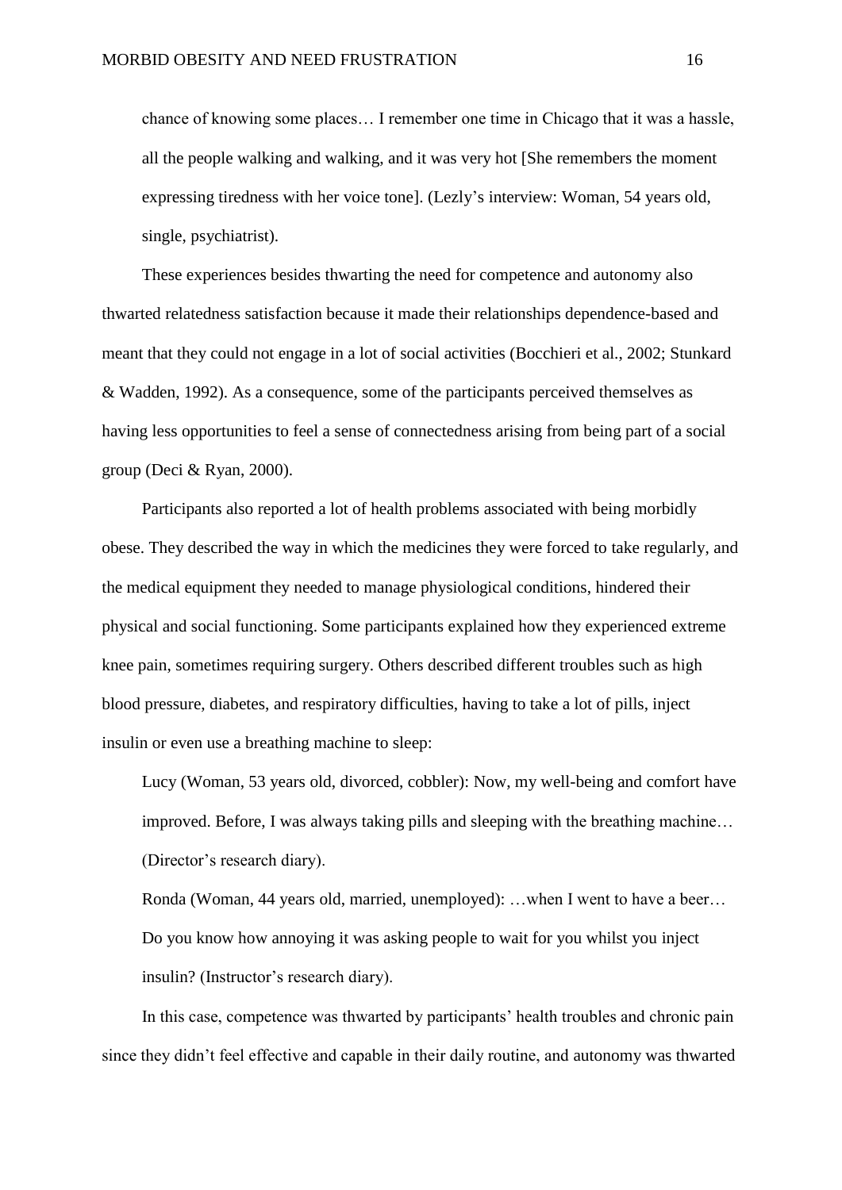chance of knowing some places… I remember one time in Chicago that it was a hassle, all the people walking and walking, and it was very hot [She remembers the moment expressing tiredness with her voice tone]. (Lezly's interview: Woman, 54 years old, single, psychiatrist).

These experiences besides thwarting the need for competence and autonomy also thwarted relatedness satisfaction because it made their relationships dependence-based and meant that they could not engage in a lot of social activities (Bocchieri et al., 2002; Stunkard & Wadden, 1992). As a consequence, some of the participants perceived themselves as having less opportunities to feel a sense of connectedness arising from being part of a social group (Deci & Ryan, 2000).

Participants also reported a lot of health problems associated with being morbidly obese. They described the way in which the medicines they were forced to take regularly, and the medical equipment they needed to manage physiological conditions, hindered their physical and social functioning. Some participants explained how they experienced extreme knee pain, sometimes requiring surgery. Others described different troubles such as high blood pressure, diabetes, and respiratory difficulties, having to take a lot of pills, inject insulin or even use a breathing machine to sleep:

> Lucy (Woman, 53 years old, divorced, cobbler): Now, my well-being and comfort have improved. Before, I was always taking pills and sleeping with the breathing machine… (Director's research diary).

> Ronda (Woman, 44 years old, married, unemployed): …when I went to have a beer… Do you know how annoying it was asking people to wait for you whilst you inject insulin? (Instructor's research diary).

In this case, competence was thwarted by participants' health troubles and chronic pain since they didn't feel effective and capable in their daily routine, and autonomy was thwarted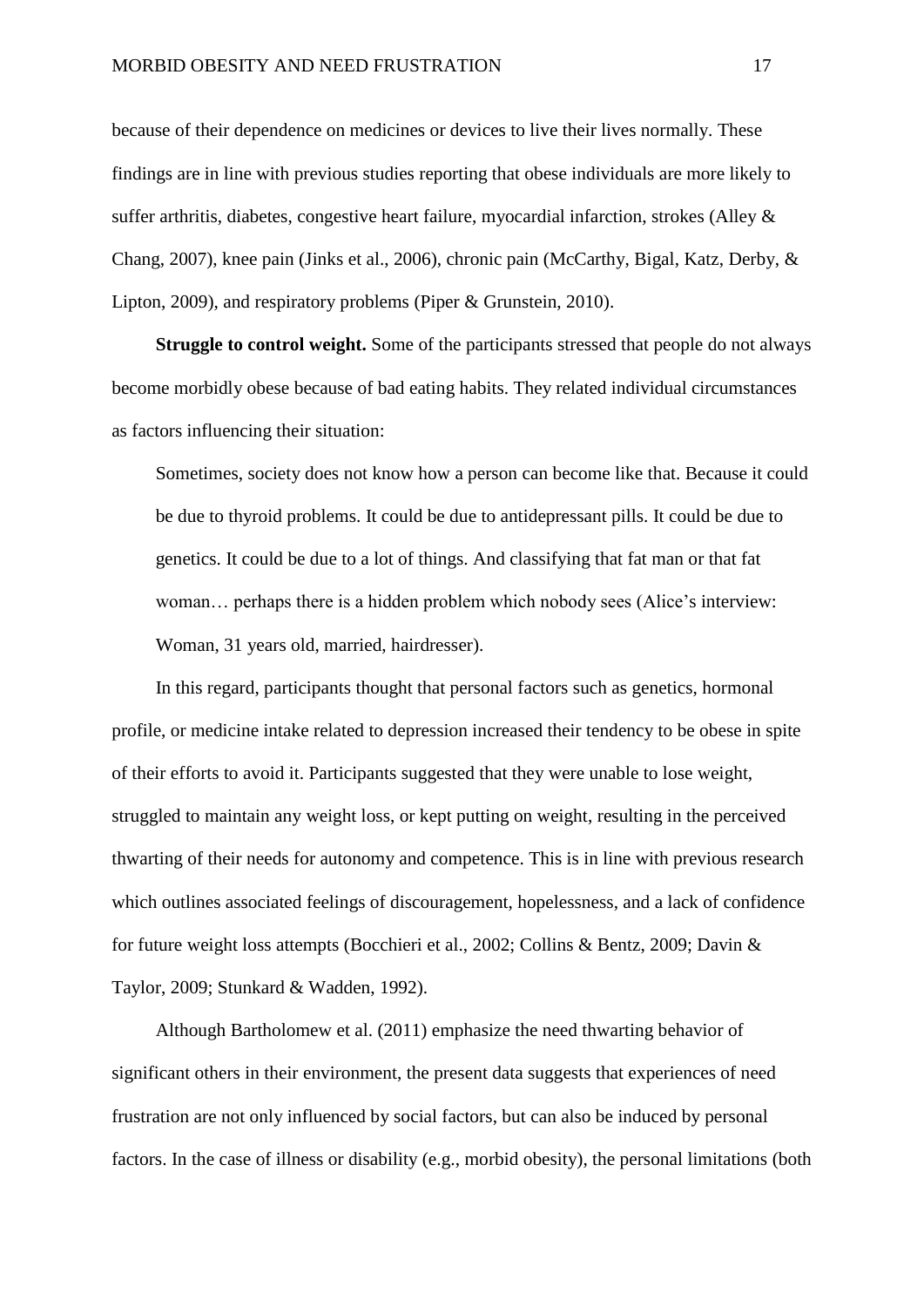because of their dependence on medicines or devices to live their lives normally. These findings are in line with previous studies reporting that obese individuals are more likely to suffer arthritis, diabetes, congestive heart failure, myocardial infarction, strokes (Alley & Chang, 2007), knee pain (Jinks et al., 2006), chronic pain (McCarthy, Bigal, Katz, Derby, & Lipton, 2009), and respiratory problems (Piper & Grunstein, 2010).

**Struggle to control weight.** Some of the participants stressed that people do not always become morbidly obese because of bad eating habits. They related individual circumstances as factors influencing their situation:

> Sometimes, society does not know how a person can become like that. Because it could be due to thyroid problems. It could be due to antidepressant pills. It could be due to genetics. It could be due to a lot of things. And classifying that fat man or that fat woman… perhaps there is a hidden problem which nobody sees (Alice's interview: Woman, 31 years old, married, hairdresser).

In this regard, participants thought that personal factors such as genetics, hormonal profile, or medicine intake related to depression increased their tendency to be obese in spite of their efforts to avoid it. Participants suggested that they were unable to lose weight, struggled to maintain any weight loss, or kept putting on weight, resulting in the perceived thwarting of their needs for autonomy and competence. This is in line with previous research which outlines associated feelings of discouragement, hopelessness, and a lack of confidence for future weight loss attempts (Bocchieri et al., 2002; Collins & Bentz, 2009; Davin & Taylor, 2009; Stunkard & Wadden, 1992).

Although Bartholomew et al. (2011) emphasize the need thwarting behavior of significant others in their environment, the present data suggests that experiences of need frustration are not only influenced by social factors, but can also be induced by personal factors. In the case of illness or disability (e.g., morbid obesity), the personal limitations (both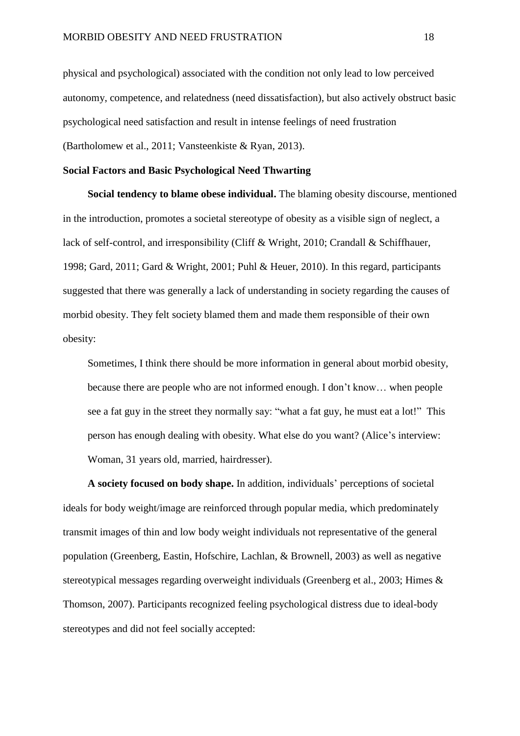physical and psychological) associated with the condition not only lead to low perceived autonomy, competence, and relatedness (need dissatisfaction), but also actively obstruct basic psychological need satisfaction and result in intense feelings of need frustration (Bartholomew et al., 2011; Vansteenkiste & Ryan, 2013).

### Social Factors and Basic Psychological Need Thwarting

**Social tendency to blame obese individual.** The blaming obesity discourse, mentioned in the introduction, promotes a societal stereotype of obesity as a visible sign of neglect, a lack of self-control, and irresponsibility (Cliff & Wright, 2010; Crandall & Schiffhauer, 1998; Gard, 2011; Gard & Wright, 2001; Puhl & Heuer, 2010). In this regard, participants suggested that there was generally a lack of understanding in society regarding the causes of morbid obesity. They felt society blamed them and made them responsible of their own obesity:

> Sometimes, I think there should be more information in general about morbid obesity, because there are people who are not informed enough. I don't know… when people see a fat guy in the street they normally say: "what a fat guy, he must eat a lot!" This person has enough dealing with obesity. What else do you want? (Alice's interview: Woman, 31 years old, married, hairdresser).

**A society focused on body shape.** In addition, individuals' perceptions of societal ideals for body weight/image are reinforced through popular media, which predominately transmit images of thin and low body weight individuals not representative of the general population (Greenberg, Eastin, Hofschire, Lachlan, & Brownell, 2003) as well as negative stereotypical messages regarding overweight individuals (Greenberg et al., 2003; Himes & Thomson, 2007). Participants recognized feeling psychological distress due to ideal-body stereotypes and did not feel socially accepted: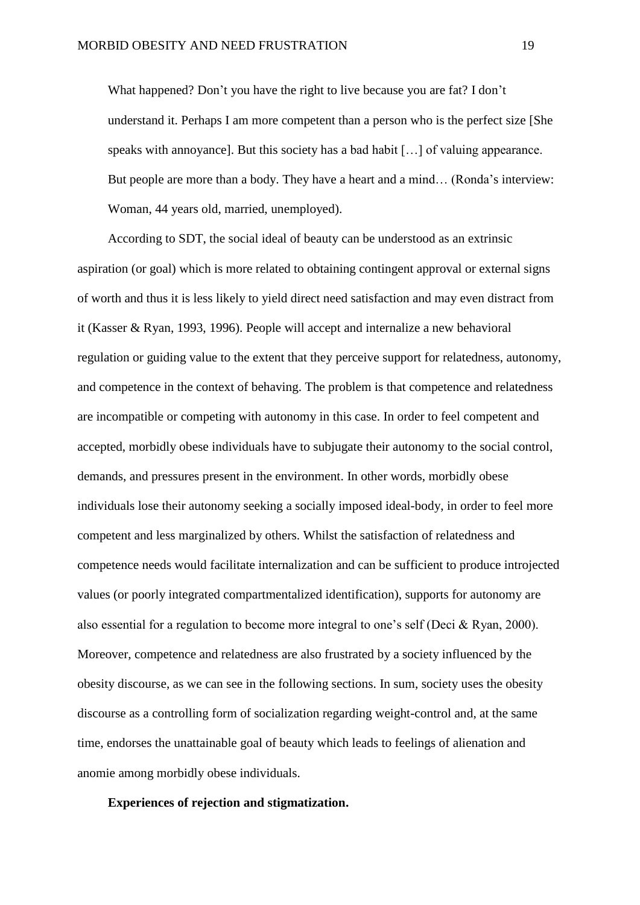> What happened? Don't you have the right to live because you are fat? I don't understand it. Perhaps I am more competent than a person who is the perfect size [She speaks with annoyance]. But this society has a bad habit […] of valuing appearance. But people are more than a body. They have a heart and a mind… (Ronda's interview: Woman, 44 years old, married, unemployed).

According to SDT, the social ideal of beauty can be understood as an extrinsic aspiration (or goal) which is more related to obtaining contingent approval or external signs of worth and thus it is less likely to yield direct need satisfaction and may even distract from it (Kasser & Ryan, 1993, 1996). People will accept and internalize a new behavioral regulation or guiding value to the extent that they perceive support for relatedness, autonomy, and competence in the context of behaving. The problem is that competence and relatedness are incompatible or competing with autonomy in this case. In order to feel competent and accepted, morbidly obese individuals have to subjugate their autonomy to the social control, demands, and pressures present in the environment. In other words, morbidly obese individuals lose their autonomy seeking a socially imposed ideal-body, in order to feel more competent and less marginalized by others. Whilst the satisfaction of relatedness and competence needs would facilitate internalization and can be sufficient to produce introjected values (or poorly integrated compartmentalized identification), supports for autonomy are also essential for a regulation to become more integral to one's self (Deci & Ryan, 2000). Moreover, competence and relatedness are also frustrated by a society influenced by the obesity discourse, as we can see in the following sections. In sum, society uses the obesity discourse as a controlling form of socialization regarding weight-control and, at the same time, endorses the unattainable goal of beauty which leads to feelings of alienation and anomie among morbidly obese individuals.

**Experiences of rejection and stigmatization.**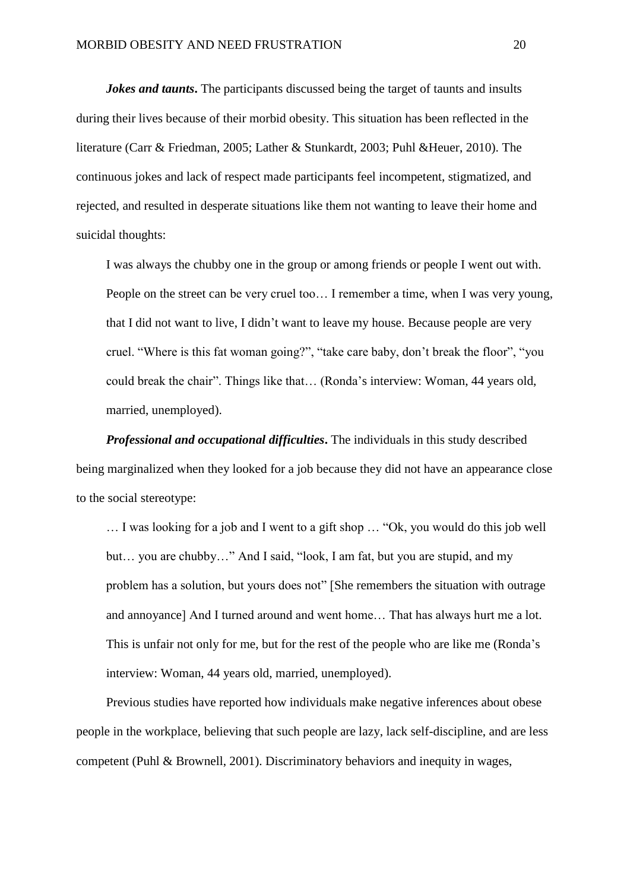***Jokes and taunts*.** The participants discussed being the target of taunts and insults during their lives because of their morbid obesity. This situation has been reflected in the literature (Carr & Friedman, 2005; Lather & Stunkardt, 2003; Puhl &Heuer, 2010). The continuous jokes and lack of respect made participants feel incompetent, stigmatized, and rejected, and resulted in desperate situations like them not wanting to leave their home and suicidal thoughts:

> I was always the chubby one in the group or among friends or people I went out with. People on the street can be very cruel too… I remember a time, when I was very young, that I did not want to live, I didn't want to leave my house. Because people are very cruel. "Where is this fat woman going?", "take care baby, don't break the floor", "you could break the chair". Things like that… (Ronda's interview: Woman, 44 years old, married, unemployed).

***Professional and occupational difficulties*.** The individuals in this study described being marginalized when they looked for a job because they did not have an appearance close to the social stereotype:

> … I was looking for a job and I went to a gift shop … "Ok, you would do this job well but… you are chubby…" And I said, "look, I am fat, but you are stupid, and my problem has a solution, but yours does not" [She remembers the situation with outrage and annoyance] And I turned around and went home… That has always hurt me a lot. This is unfair not only for me, but for the rest of the people who are like me (Ronda's interview: Woman, 44 years old, married, unemployed).

Previous studies have reported how individuals make negative inferences about obese people in the workplace, believing that such people are lazy, lack self-discipline, and are less competent (Puhl & Brownell, 2001). Discriminatory behaviors and inequity in wages,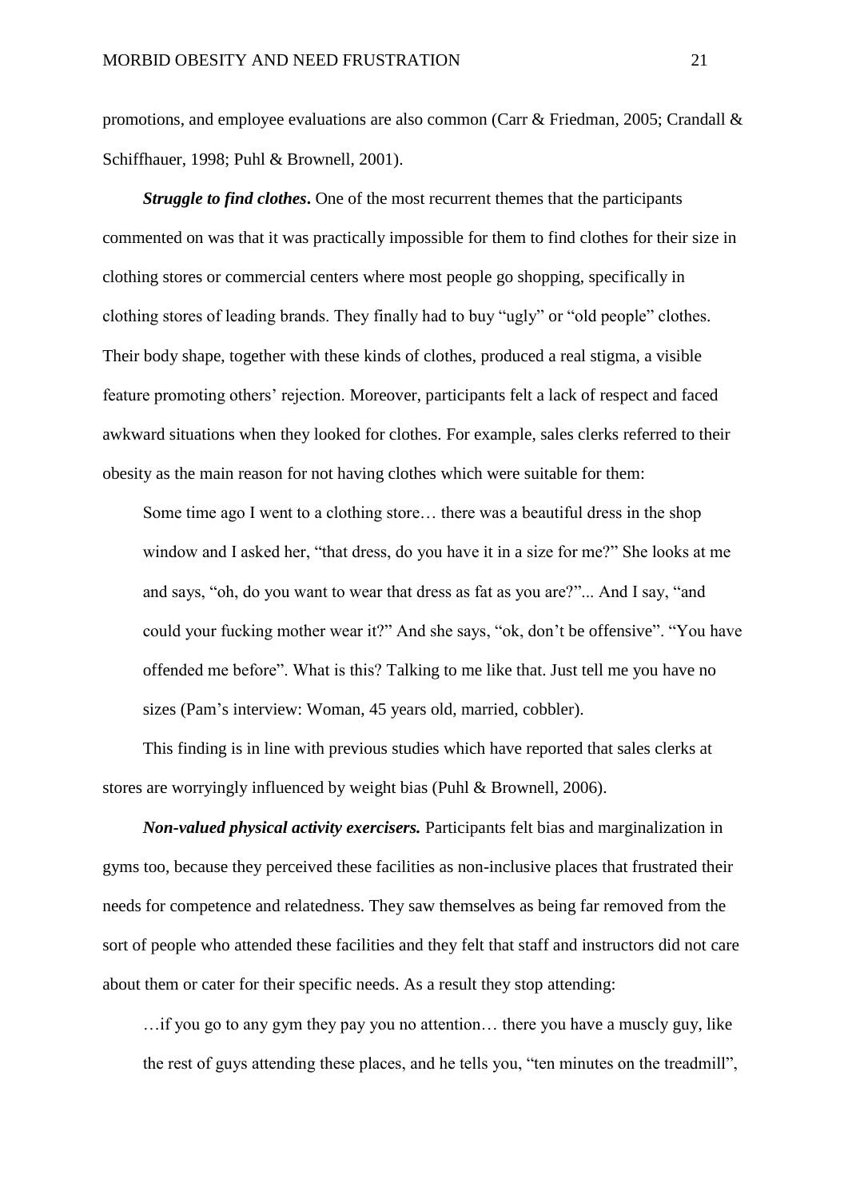promotions, and employee evaluations are also common (Carr & Friedman, 2005; Crandall & Schiffhauer, 1998; Puhl & Brownell, 2001).

***Struggle to find clothes***. One of the most recurrent themes that the participants commented on was that it was practically impossible for them to find clothes for their size in clothing stores or commercial centers where most people go shopping, specifically in clothing stores of leading brands. They finally had to buy "ugly" or "old people" clothes. Their body shape, together with these kinds of clothes, produced a real stigma, a visible feature promoting others' rejection. Moreover, participants felt a lack of respect and faced awkward situations when they looked for clothes. For example, sales clerks referred to their obesity as the main reason for not having clothes which were suitable for them:

> Some time ago I went to a clothing store… there was a beautiful dress in the shop window and I asked her, "that dress, do you have it in a size for me?" She looks at me and says, "oh, do you want to wear that dress as fat as you are?"... And I say, "and could your fucking mother wear it?" And she says, "ok, don't be offensive". "You have offended me before". What is this? Talking to me like that. Just tell me you have no sizes (Pam's interview: Woman, 45 years old, married, cobbler).

This finding is in line with previous studies which have reported that sales clerks at stores are worryingly influenced by weight bias (Puhl & Brownell, 2006).

***Non-valued physical activity exercisers.*** Participants felt bias and marginalization in gyms too, because they perceived these facilities as non-inclusive places that frustrated their needs for competence and relatedness. They saw themselves as being far removed from the sort of people who attended these facilities and they felt that staff and instructors did not care about them or cater for their specific needs. As a result they stop attending:

> …if you go to any gym they pay you no attention… there you have a muscly guy, like the rest of guys attending these places, and he tells you, "ten minutes on the treadmill",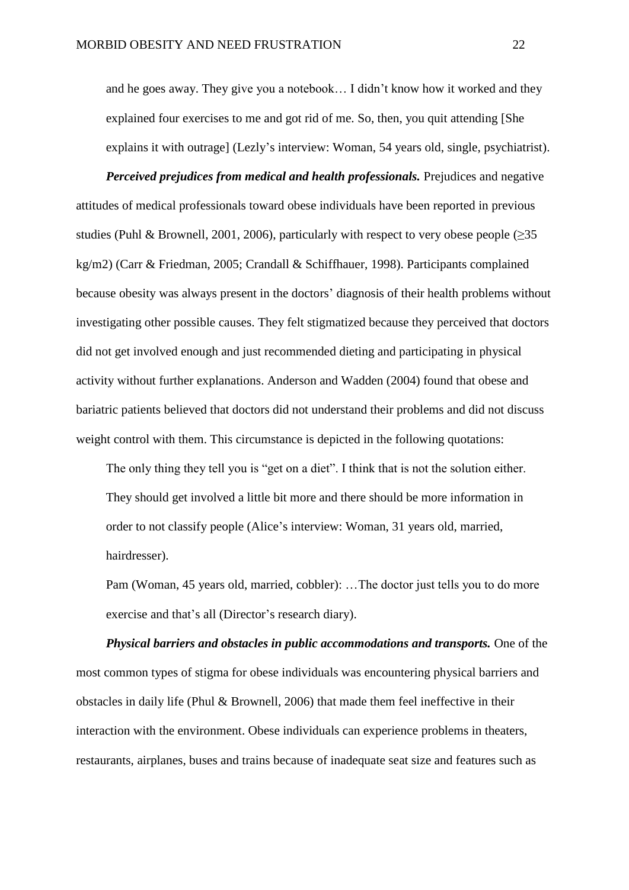and he goes away. They give you a notebook… I didn't know how it worked and they explained four exercises to me and got rid of me. So, then, you quit attending [She explains it with outrage] (Lezly's interview: Woman, 54 years old, single, psychiatrist).

***Perceived prejudices from medical and health professionals.*** Prejudices and negative attitudes of medical professionals toward obese individuals have been reported in previous studies (Puhl & Brownell, 2001, 2006), particularly with respect to very obese people (≥35 kg/m2) (Carr & Friedman, 2005; Crandall & Schiffhauer, 1998). Participants complained because obesity was always present in the doctors' diagnosis of their health problems without investigating other possible causes. They felt stigmatized because they perceived that doctors did not get involved enough and just recommended dieting and participating in physical activity without further explanations. Anderson and Wadden (2004) found that obese and bariatric patients believed that doctors did not understand their problems and did not discuss weight control with them. This circumstance is depicted in the following quotations:

> The only thing they tell you is "get on a diet". I think that is not the solution either. They should get involved a little bit more and there should be more information in order to not classify people (Alice's interview: Woman, 31 years old, married, hairdresser).
>
> Pam (Woman, 45 years old, married, cobbler): …The doctor just tells you to do more exercise and that's all (Director's research diary).

***Physical barriers and obstacles in public accommodations and transports.*** One of the most common types of stigma for obese individuals was encountering physical barriers and obstacles in daily life (Phul & Brownell, 2006) that made them feel ineffective in their interaction with the environment. Obese individuals can experience problems in theaters, restaurants, airplanes, buses and trains because of inadequate seat size and features such as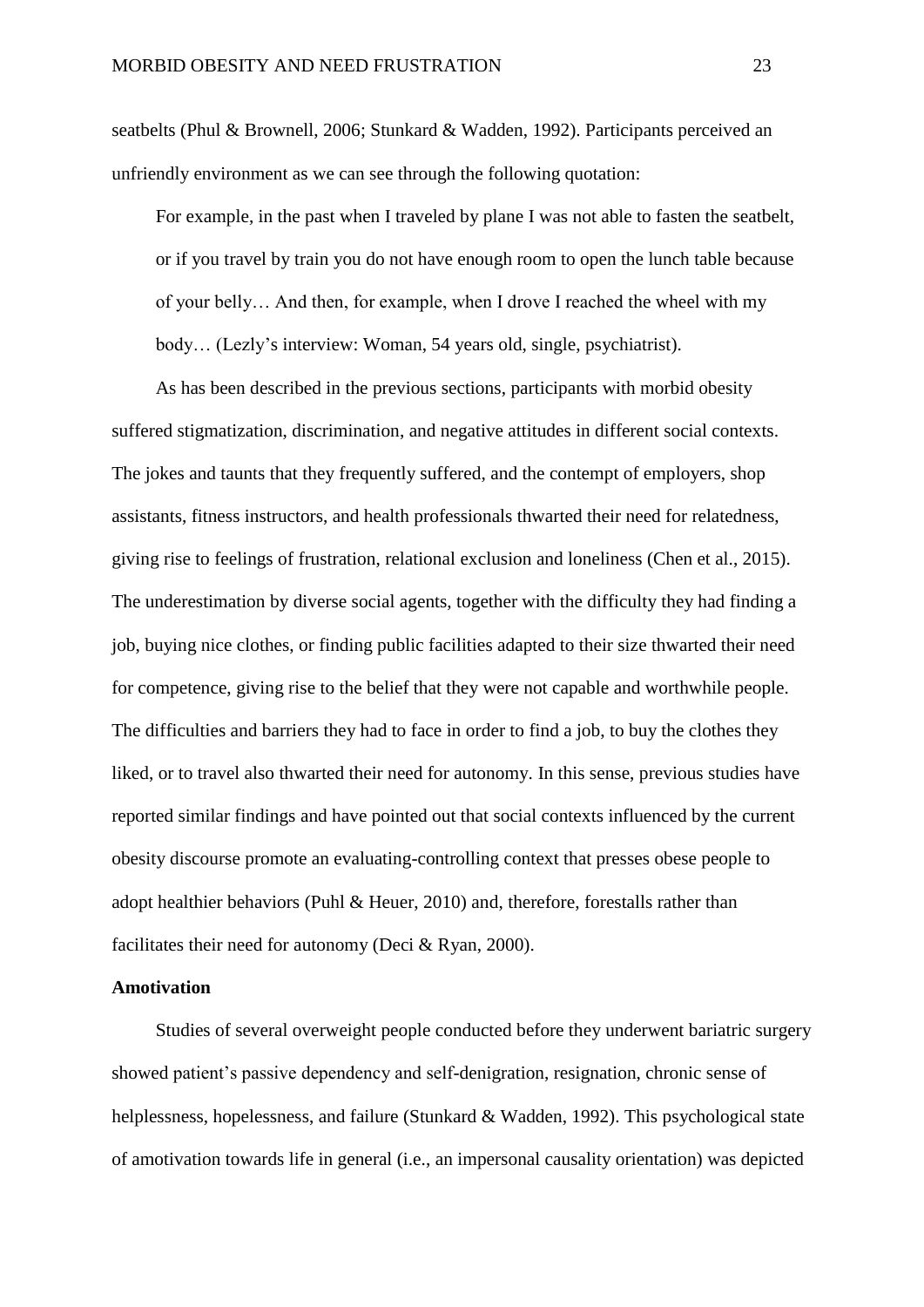seatbelts (Phul & Brownell, 2006; Stunkard & Wadden, 1992). Participants perceived an unfriendly environment as we can see through the following quotation:

> For example, in the past when I traveled by plane I was not able to fasten the seatbelt, or if you travel by train you do not have enough room to open the lunch table because of your belly… And then, for example, when I drove I reached the wheel with my body… (Lezly's interview: Woman, 54 years old, single, psychiatrist).

As has been described in the previous sections, participants with morbid obesity suffered stigmatization, discrimination, and negative attitudes in different social contexts. The jokes and taunts that they frequently suffered, and the contempt of employers, shop assistants, fitness instructors, and health professionals thwarted their need for relatedness, giving rise to feelings of frustration, relational exclusion and loneliness (Chen et al., 2015). The underestimation by diverse social agents, together with the difficulty they had finding a job, buying nice clothes, or finding public facilities adapted to their size thwarted their need for competence, giving rise to the belief that they were not capable and worthwhile people. The difficulties and barriers they had to face in order to find a job, to buy the clothes they liked, or to travel also thwarted their need for autonomy. In this sense, previous studies have reported similar findings and have pointed out that social contexts influenced by the current obesity discourse promote an evaluating-controlling context that presses obese people to adopt healthier behaviors (Puhl & Heuer, 2010) and, therefore, forestalls rather than facilitates their need for autonomy (Deci & Ryan, 2000).

**Amotivation**

Studies of several overweight people conducted before they underwent bariatric surgery showed patient's passive dependency and self-denigration, resignation, chronic sense of helplessness, hopelessness, and failure (Stunkard & Wadden, 1992). This psychological state of amotivation towards life in general (i.e., an impersonal causality orientation) was depicted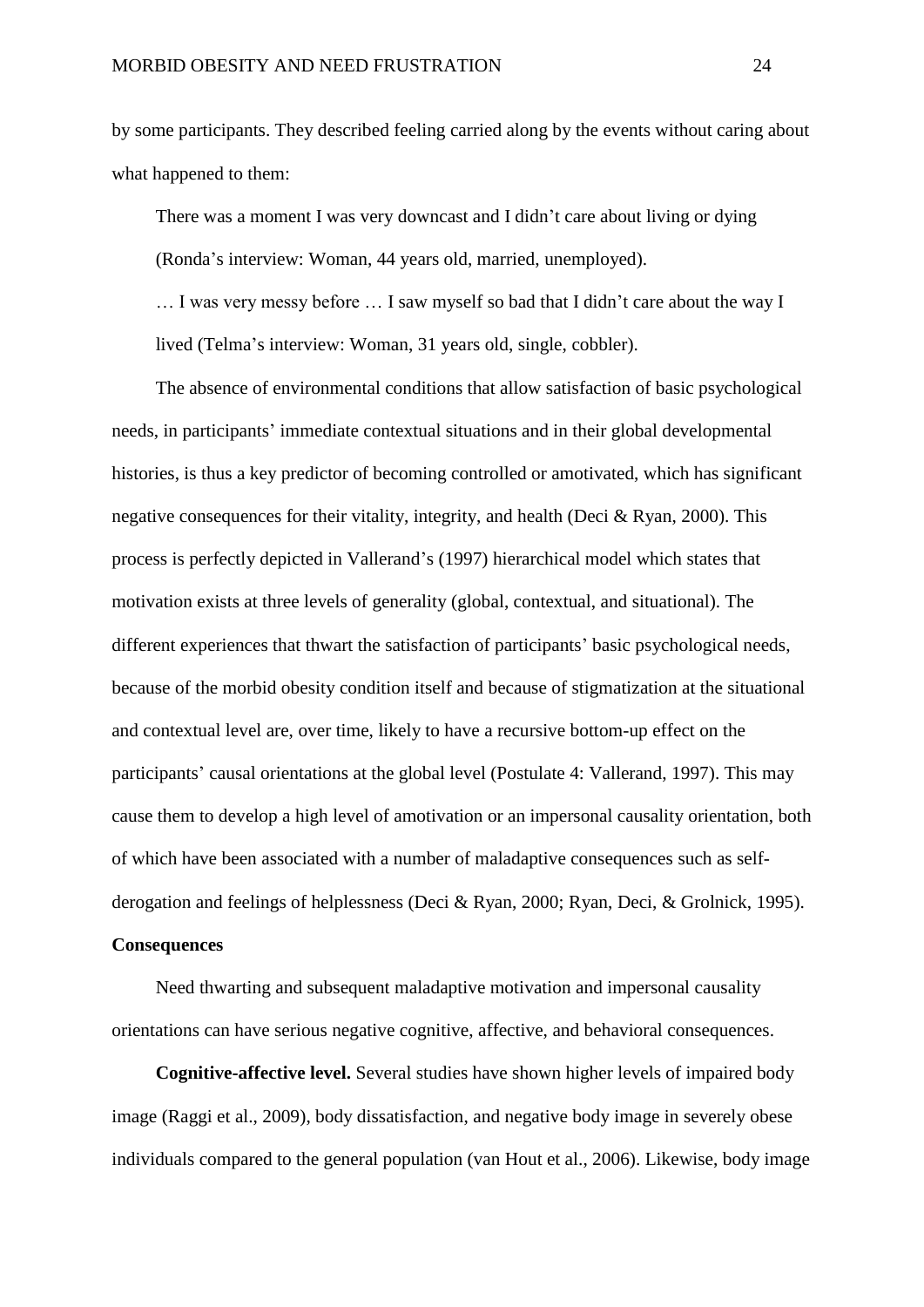by some participants. They described feeling carried along by the events without caring about what happened to them:

> There was a moment I was very downcast and I didn't care about living or dying (Ronda's interview: Woman, 44 years old, married, unemployed).
>
> … I was very messy before … I saw myself so bad that I didn't care about the way I lived (Telma's interview: Woman, 31 years old, single, cobbler).

The absence of environmental conditions that allow satisfaction of basic psychological needs, in participants' immediate contextual situations and in their global developmental histories, is thus a key predictor of becoming controlled or amotivated, which has significant negative consequences for their vitality, integrity, and health (Deci & Ryan, 2000). This process is perfectly depicted in Vallerand's (1997) hierarchical model which states that motivation exists at three levels of generality (global, contextual, and situational). The different experiences that thwart the satisfaction of participants' basic psychological needs, because of the morbid obesity condition itself and because of stigmatization at the situational and contextual level are, over time, likely to have a recursive bottom-up effect on the participants' causal orientations at the global level (Postulate 4: Vallerand, 1997). This may cause them to develop a high level of amotivation or an impersonal causality orientation, both of which have been associated with a number of maladaptive consequences such as self-derogation and feelings of helplessness (Deci & Ryan, 2000; Ryan, Deci, & Grolnick, 1995).

**Consequences**

Need thwarting and subsequent maladaptive motivation and impersonal causality orientations can have serious negative cognitive, affective, and behavioral consequences.

**Cognitive-affective level.** Several studies have shown higher levels of impaired body image (Raggi et al., 2009), body dissatisfaction, and negative body image in severely obese individuals compared to the general population (van Hout et al., 2006). Likewise, body image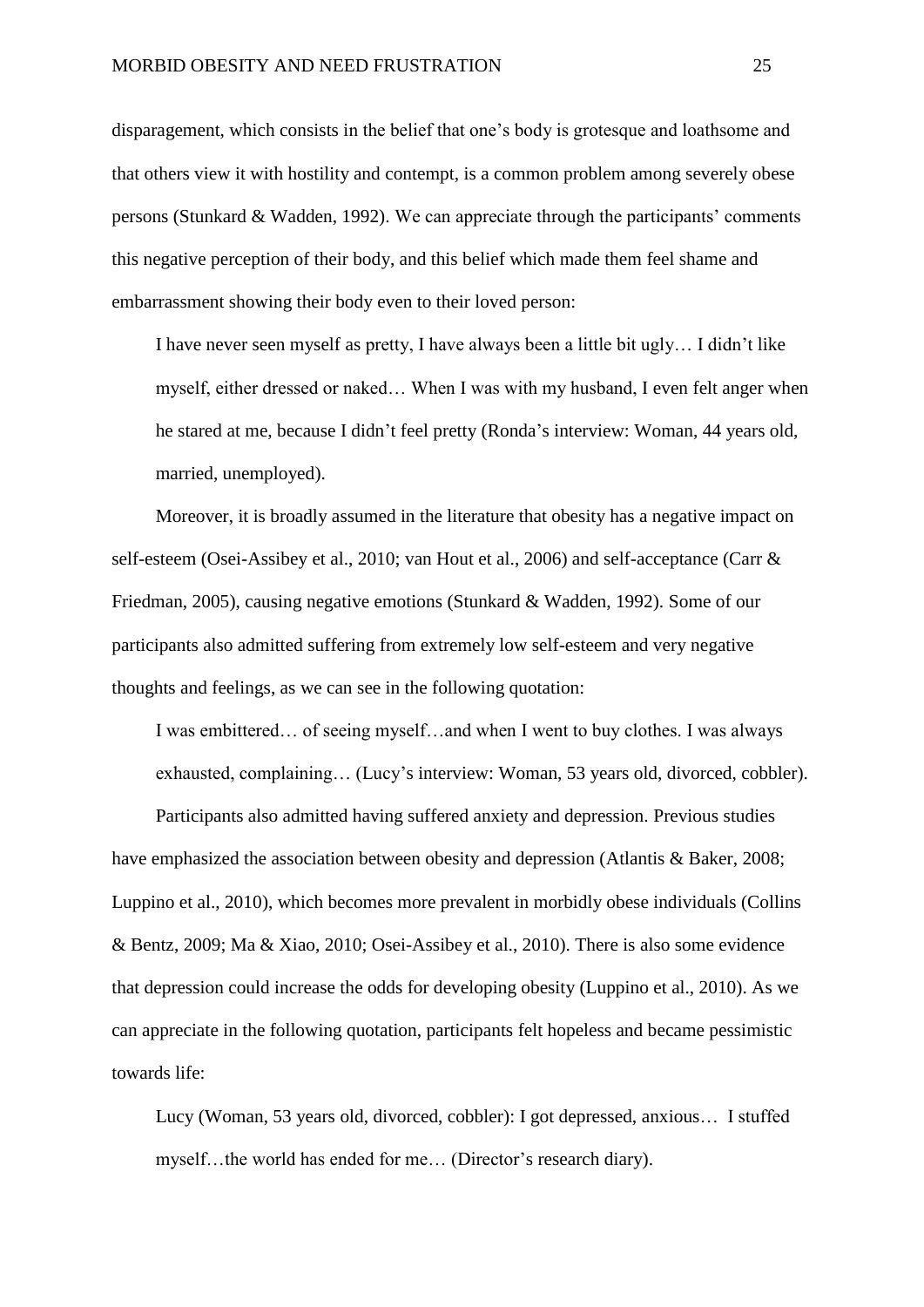disparagement, which consists in the belief that one's body is grotesque and loathsome and that others view it with hostility and contempt, is a common problem among severely obese persons (Stunkard & Wadden, 1992). We can appreciate through the participants' comments this negative perception of their body, and this belief which made them feel shame and embarrassment showing their body even to their loved person:

> I have never seen myself as pretty, I have always been a little bit ugly… I didn't like myself, either dressed or naked… When I was with my husband, I even felt anger when he stared at me, because I didn't feel pretty (Ronda's interview: Woman, 44 years old, married, unemployed).

Moreover, it is broadly assumed in the literature that obesity has a negative impact on self-esteem (Osei-Assibey et al., 2010; van Hout et al., 2006) and self-acceptance (Carr & Friedman, 2005), causing negative emotions (Stunkard & Wadden, 1992). Some of our participants also admitted suffering from extremely low self-esteem and very negative thoughts and feelings, as we can see in the following quotation:

> I was embittered… of seeing myself…and when I went to buy clothes. I was always exhausted, complaining… (Lucy's interview: Woman, 53 years old, divorced, cobbler).

Participants also admitted having suffered anxiety and depression. Previous studies have emphasized the association between obesity and depression (Atlantis & Baker, 2008; Luppino et al., 2010), which becomes more prevalent in morbidly obese individuals (Collins & Bentz, 2009; Ma & Xiao, 2010; Osei-Assibey et al., 2010). There is also some evidence that depression could increase the odds for developing obesity (Luppino et al., 2010). As we can appreciate in the following quotation, participants felt hopeless and became pessimistic towards life:

> Lucy (Woman, 53 years old, divorced, cobbler): I got depressed, anxious… I stuffed myself…the world has ended for me… (Director's research diary).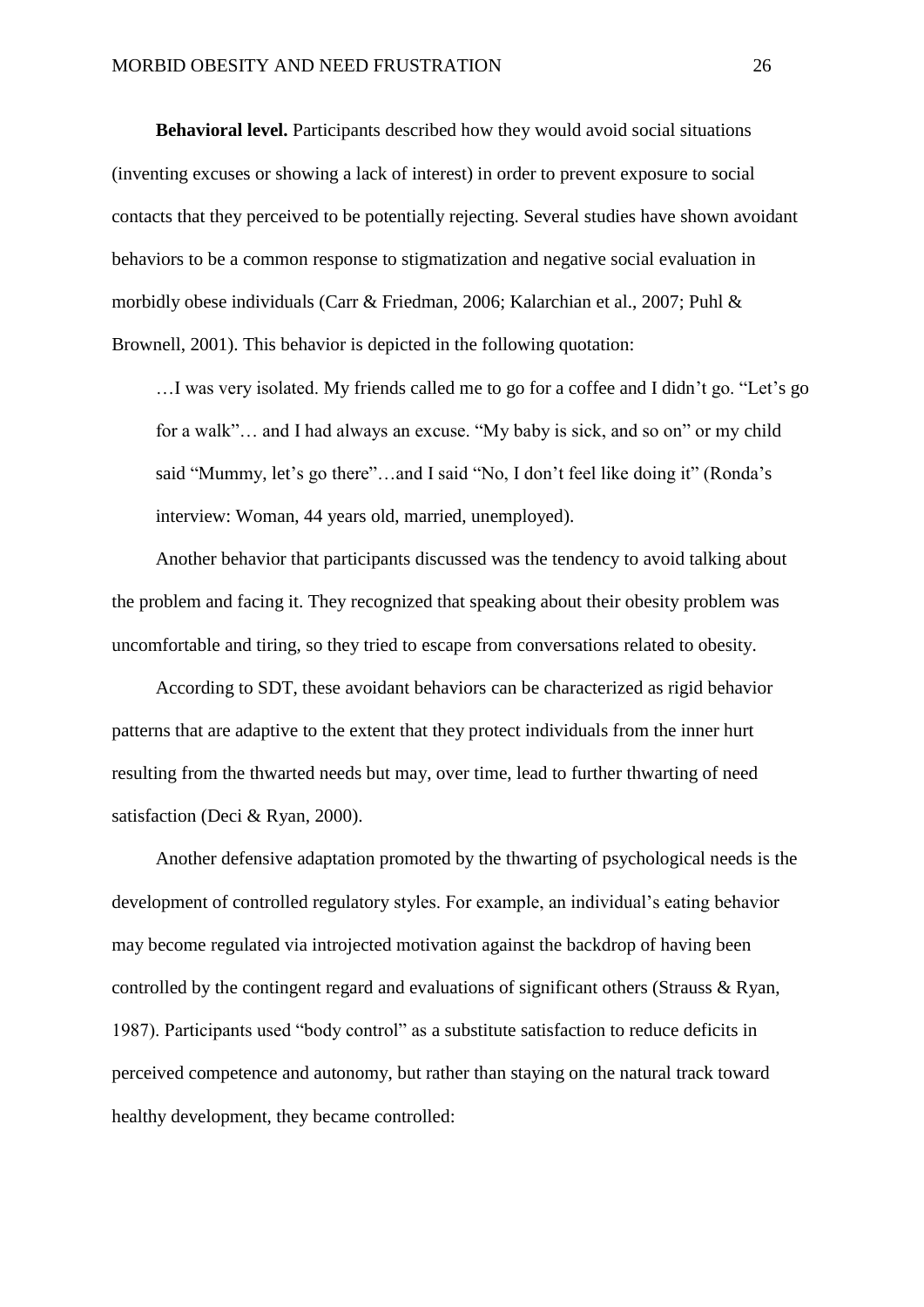**Behavioral level.** Participants described how they would avoid social situations (inventing excuses or showing a lack of interest) in order to prevent exposure to social contacts that they perceived to be potentially rejecting. Several studies have shown avoidant behaviors to be a common response to stigmatization and negative social evaluation in morbidly obese individuals (Carr & Friedman, 2006; Kalarchian et al., 2007; Puhl & Brownell, 2001). This behavior is depicted in the following quotation:

> …I was very isolated. My friends called me to go for a coffee and I didn't go. "Let's go for a walk"… and I had always an excuse. "My baby is sick, and so on" or my child said "Mummy, let's go there"…and I said "No, I don't feel like doing it" (Ronda's interview: Woman, 44 years old, married, unemployed).

Another behavior that participants discussed was the tendency to avoid talking about the problem and facing it. They recognized that speaking about their obesity problem was uncomfortable and tiring, so they tried to escape from conversations related to obesity.

According to SDT, these avoidant behaviors can be characterized as rigid behavior patterns that are adaptive to the extent that they protect individuals from the inner hurt resulting from the thwarted needs but may, over time, lead to further thwarting of need satisfaction (Deci & Ryan, 2000).

Another defensive adaptation promoted by the thwarting of psychological needs is the development of controlled regulatory styles. For example, an individual's eating behavior may become regulated via introjected motivation against the backdrop of having been controlled by the contingent regard and evaluations of significant others (Strauss & Ryan, 1987). Participants used "body control" as a substitute satisfaction to reduce deficits in perceived competence and autonomy, but rather than staying on the natural track toward healthy development, they became controlled: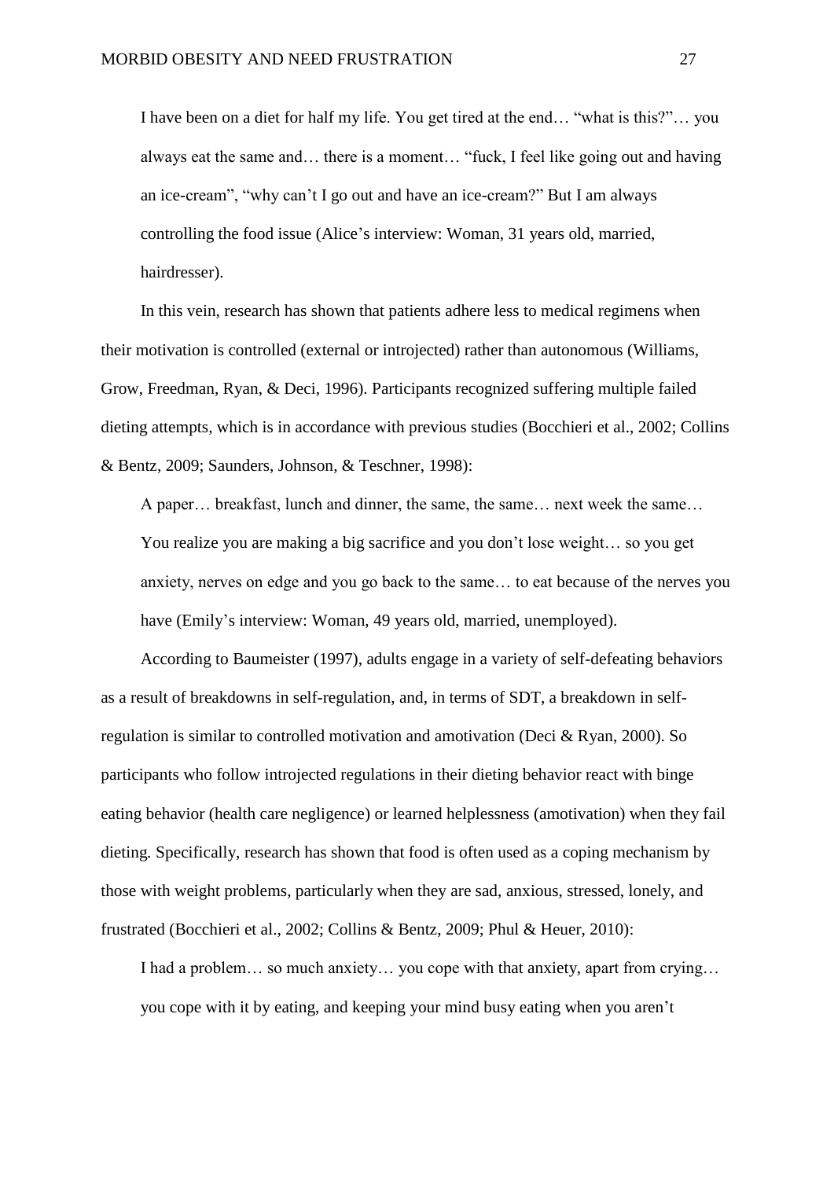> I have been on a diet for half my life. You get tired at the end… "what is this?"… you always eat the same and… there is a moment… "fuck, I feel like going out and having an ice-cream", "why can't I go out and have an ice-cream?" But I am always controlling the food issue (Alice's interview: Woman, 31 years old, married, hairdresser).

In this vein, research has shown that patients adhere less to medical regimens when their motivation is controlled (external or introjected) rather than autonomous (Williams, Grow, Freedman, Ryan, & Deci, 1996). Participants recognized suffering multiple failed dieting attempts, which is in accordance with previous studies (Bocchieri et al., 2002; Collins & Bentz, 2009; Saunders, Johnson, & Teschner, 1998):

> A paper… breakfast, lunch and dinner, the same, the same… next week the same… You realize you are making a big sacrifice and you don't lose weight… so you get anxiety, nerves on edge and you go back to the same… to eat because of the nerves you have (Emily's interview: Woman, 49 years old, married, unemployed).

According to Baumeister (1997), adults engage in a variety of self-defeating behaviors as a result of breakdowns in self-regulation, and, in terms of SDT, a breakdown in self-regulation is similar to controlled motivation and amotivation (Deci & Ryan, 2000). So participants who follow introjected regulations in their dieting behavior react with binge eating behavior (health care negligence) or learned helplessness (amotivation) when they fail dieting. Specifically, research has shown that food is often used as a coping mechanism by those with weight problems, particularly when they are sad, anxious, stressed, lonely, and frustrated (Bocchieri et al., 2002; Collins & Bentz, 2009; Phul & Heuer, 2010):

> I had a problem… so much anxiety… you cope with that anxiety, apart from crying… you cope with it by eating, and keeping your mind busy eating when you aren't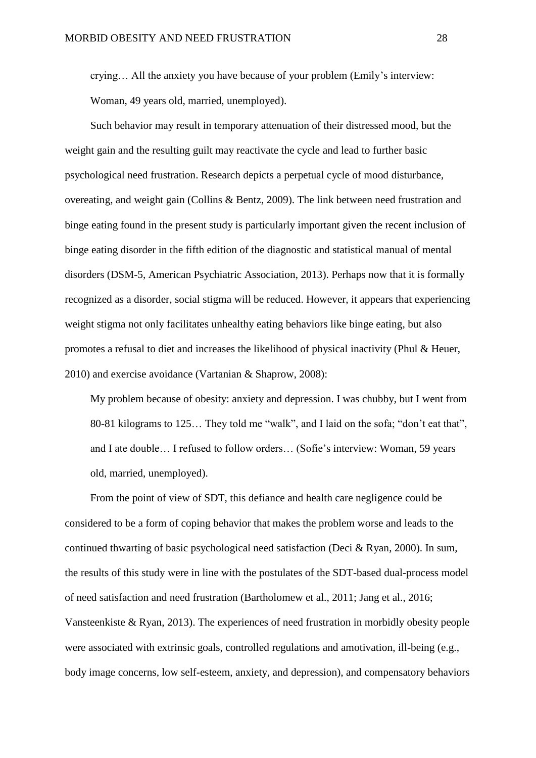crying… All the anxiety you have because of your problem (Emily's interview: Woman, 49 years old, married, unemployed).

Such behavior may result in temporary attenuation of their distressed mood, but the weight gain and the resulting guilt may reactivate the cycle and lead to further basic psychological need frustration. Research depicts a perpetual cycle of mood disturbance, overeating, and weight gain (Collins & Bentz, 2009). The link between need frustration and binge eating found in the present study is particularly important given the recent inclusion of binge eating disorder in the fifth edition of the diagnostic and statistical manual of mental disorders (DSM-5, American Psychiatric Association, 2013). Perhaps now that it is formally recognized as a disorder, social stigma will be reduced. However, it appears that experiencing weight stigma not only facilitates unhealthy eating behaviors like binge eating, but also promotes a refusal to diet and increases the likelihood of physical inactivity (Phul & Heuer, 2010) and exercise avoidance (Vartanian & Shaprow, 2008):

> My problem because of obesity: anxiety and depression. I was chubby, but I went from 80-81 kilograms to 125… They told me "walk", and I laid on the sofa; "don't eat that", and I ate double… I refused to follow orders… (Sofie's interview: Woman, 59 years old, married, unemployed).

From the point of view of SDT, this defiance and health care negligence could be considered to be a form of coping behavior that makes the problem worse and leads to the continued thwarting of basic psychological need satisfaction (Deci & Ryan, 2000). In sum, the results of this study were in line with the postulates of the SDT-based dual-process model of need satisfaction and need frustration (Bartholomew et al., 2011; Jang et al., 2016; Vansteenkiste & Ryan, 2013). The experiences of need frustration in morbidly obesity people were associated with extrinsic goals, controlled regulations and amotivation, ill-being (e.g., body image concerns, low self-esteem, anxiety, and depression), and compensatory behaviors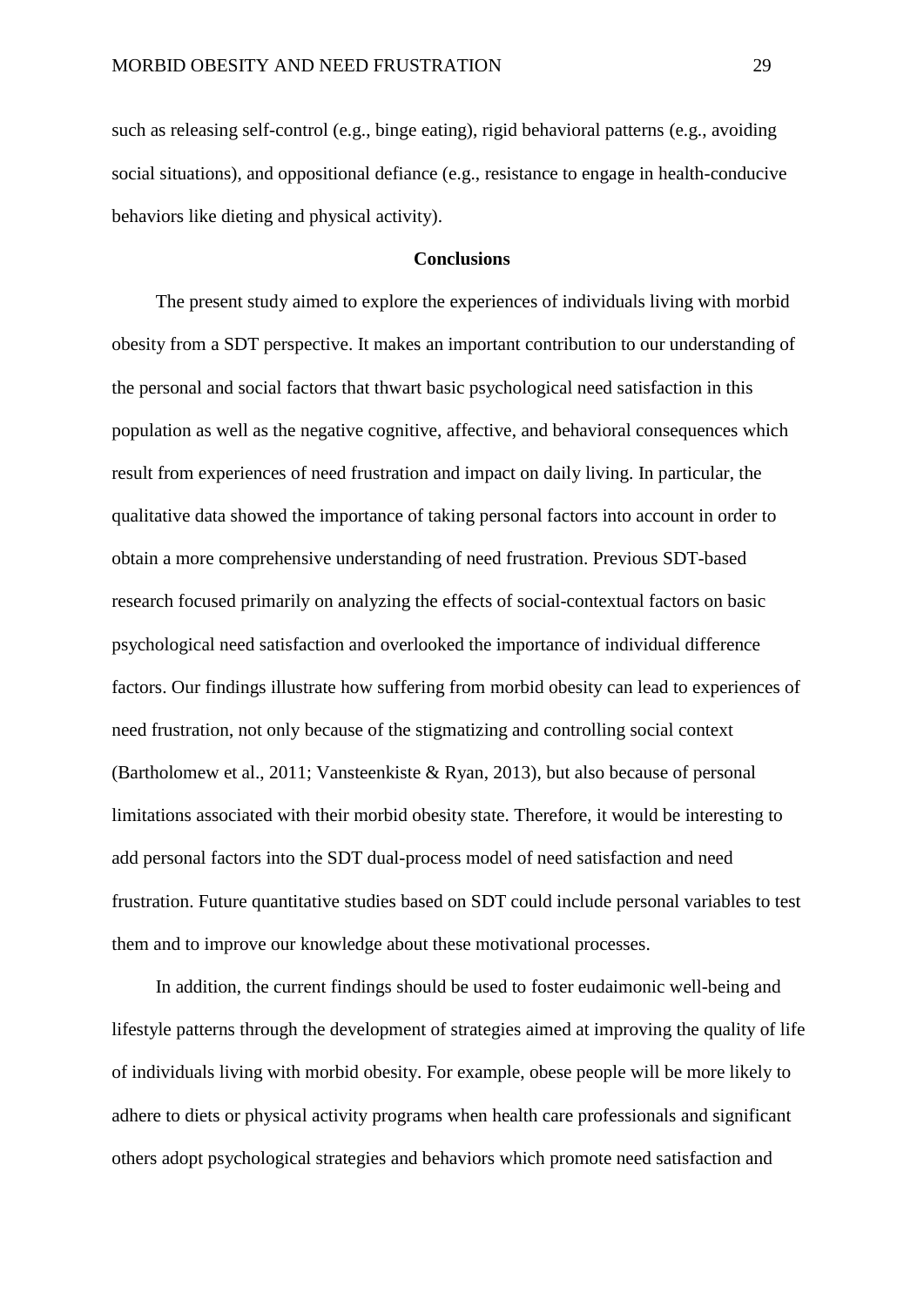such as releasing self-control (e.g., binge eating), rigid behavioral patterns (e.g., avoiding social situations), and oppositional defiance (e.g., resistance to engage in health-conducive behaviors like dieting and physical activity).

## Conclusions

The present study aimed to explore the experiences of individuals living with morbid obesity from a SDT perspective. It makes an important contribution to our understanding of the personal and social factors that thwart basic psychological need satisfaction in this population as well as the negative cognitive, affective, and behavioral consequences which result from experiences of need frustration and impact on daily living. In particular, the qualitative data showed the importance of taking personal factors into account in order to obtain a more comprehensive understanding of need frustration. Previous SDT-based research focused primarily on analyzing the effects of social-contextual factors on basic psychological need satisfaction and overlooked the importance of individual difference factors. Our findings illustrate how suffering from morbid obesity can lead to experiences of need frustration, not only because of the stigmatizing and controlling social context (Bartholomew et al., 2011; Vansteenkiste & Ryan, 2013), but also because of personal limitations associated with their morbid obesity state. Therefore, it would be interesting to add personal factors into the SDT dual-process model of need satisfaction and need frustration. Future quantitative studies based on SDT could include personal variables to test them and to improve our knowledge about these motivational processes.

In addition, the current findings should be used to foster eudaimonic well-being and lifestyle patterns through the development of strategies aimed at improving the quality of life of individuals living with morbid obesity. For example, obese people will be more likely to adhere to diets or physical activity programs when health care professionals and significant others adopt psychological strategies and behaviors which promote need satisfaction and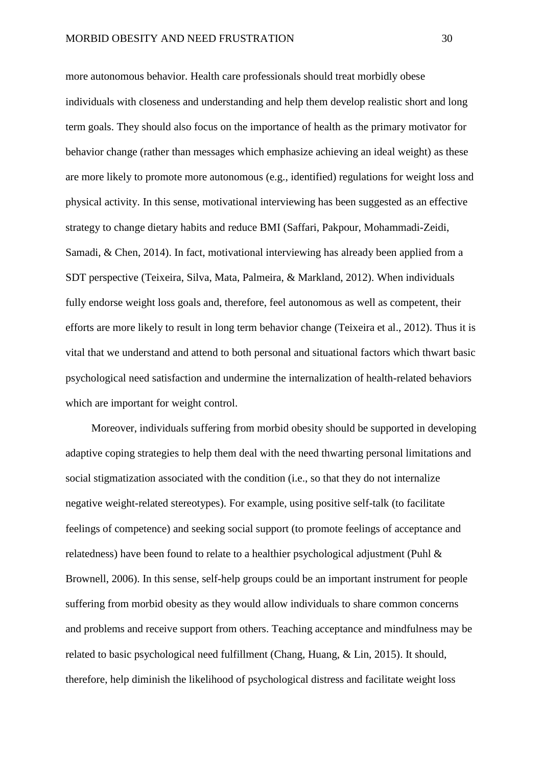more autonomous behavior. Health care professionals should treat morbidly obese individuals with closeness and understanding and help them develop realistic short and long term goals. They should also focus on the importance of health as the primary motivator for behavior change (rather than messages which emphasize achieving an ideal weight) as these are more likely to promote more autonomous (e.g., identified) regulations for weight loss and physical activity. In this sense, motivational interviewing has been suggested as an effective strategy to change dietary habits and reduce BMI (Saffari, Pakpour, Mohammadi-Zeidi, Samadi, & Chen, 2014). In fact, motivational interviewing has already been applied from a SDT perspective (Teixeira, Silva, Mata, Palmeira, & Markland, 2012). When individuals fully endorse weight loss goals and, therefore, feel autonomous as well as competent, their efforts are more likely to result in long term behavior change (Teixeira et al., 2012). Thus it is vital that we understand and attend to both personal and situational factors which thwart basic psychological need satisfaction and undermine the internalization of health-related behaviors which are important for weight control.

Moreover, individuals suffering from morbid obesity should be supported in developing adaptive coping strategies to help them deal with the need thwarting personal limitations and social stigmatization associated with the condition (i.e., so that they do not internalize negative weight-related stereotypes). For example, using positive self-talk (to facilitate feelings of competence) and seeking social support (to promote feelings of acceptance and relatedness) have been found to relate to a healthier psychological adjustment (Puhl & Brownell, 2006). In this sense, self-help groups could be an important instrument for people suffering from morbid obesity as they would allow individuals to share common concerns and problems and receive support from others. Teaching acceptance and mindfulness may be related to basic psychological need fulfillment (Chang, Huang, & Lin, 2015). It should, therefore, help diminish the likelihood of psychological distress and facilitate weight loss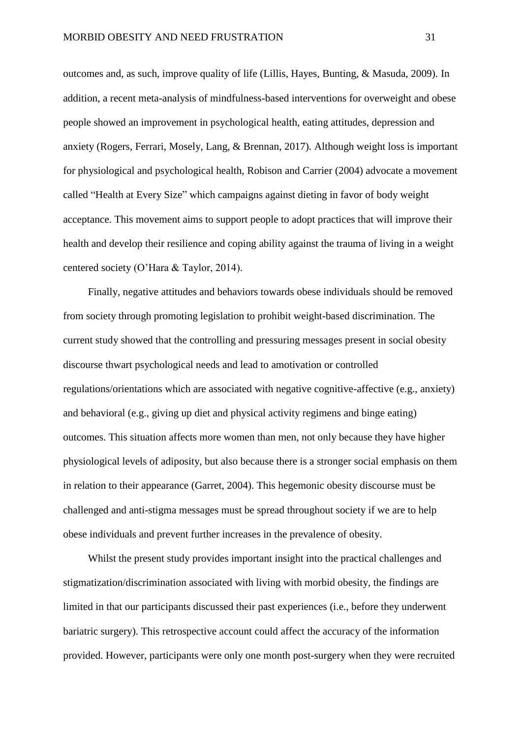outcomes and, as such, improve quality of life (Lillis, Hayes, Bunting, & Masuda, 2009). In addition, a recent meta-analysis of mindfulness-based interventions for overweight and obese people showed an improvement in psychological health, eating attitudes, depression and anxiety (Rogers, Ferrari, Mosely, Lang, & Brennan, 2017). Although weight loss is important for physiological and psychological health, Robison and Carrier (2004) advocate a movement called "Health at Every Size" which campaigns against dieting in favor of body weight acceptance. This movement aims to support people to adopt practices that will improve their health and develop their resilience and coping ability against the trauma of living in a weight centered society (O'Hara & Taylor, 2014).

Finally, negative attitudes and behaviors towards obese individuals should be removed from society through promoting legislation to prohibit weight-based discrimination. The current study showed that the controlling and pressuring messages present in social obesity discourse thwart psychological needs and lead to amotivation or controlled regulations/orientations which are associated with negative cognitive-affective (e.g., anxiety) and behavioral (e.g., giving up diet and physical activity regimens and binge eating) outcomes. This situation affects more women than men, not only because they have higher physiological levels of adiposity, but also because there is a stronger social emphasis on them in relation to their appearance (Garret, 2004). This hegemonic obesity discourse must be challenged and anti-stigma messages must be spread throughout society if we are to help obese individuals and prevent further increases in the prevalence of obesity.

Whilst the present study provides important insight into the practical challenges and stigmatization/discrimination associated with living with morbid obesity, the findings are limited in that our participants discussed their past experiences (i.e., before they underwent bariatric surgery). This retrospective account could affect the accuracy of the information provided. However, participants were only one month post-surgery when they were recruited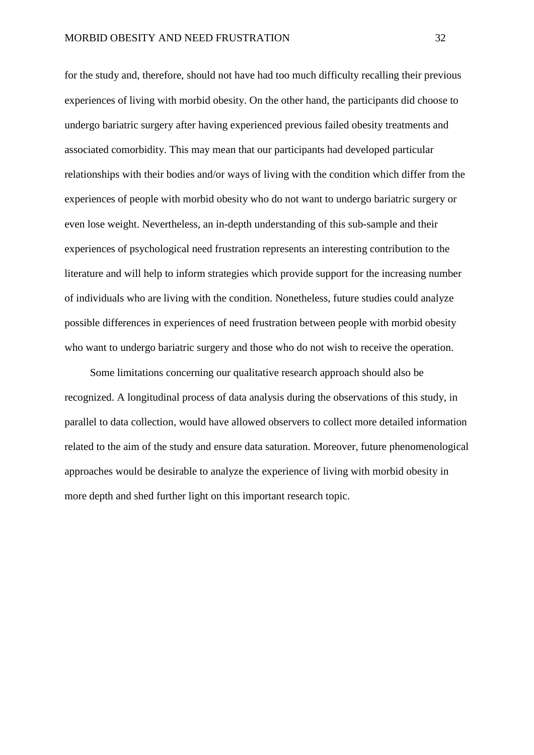for the study and, therefore, should not have had too much difficulty recalling their previous experiences of living with morbid obesity. On the other hand, the participants did choose to undergo bariatric surgery after having experienced previous failed obesity treatments and associated comorbidity. This may mean that our participants had developed particular relationships with their bodies and/or ways of living with the condition which differ from the experiences of people with morbid obesity who do not want to undergo bariatric surgery or even lose weight. Nevertheless, an in-depth understanding of this sub-sample and their experiences of psychological need frustration represents an interesting contribution to the literature and will help to inform strategies which provide support for the increasing number of individuals who are living with the condition. Nonetheless, future studies could analyze possible differences in experiences of need frustration between people with morbid obesity who want to undergo bariatric surgery and those who do not wish to receive the operation.

Some limitations concerning our qualitative research approach should also be recognized. A longitudinal process of data analysis during the observations of this study, in parallel to data collection, would have allowed observers to collect more detailed information related to the aim of the study and ensure data saturation. Moreover, future phenomenological approaches would be desirable to analyze the experience of living with morbid obesity in more depth and shed further light on this important research topic.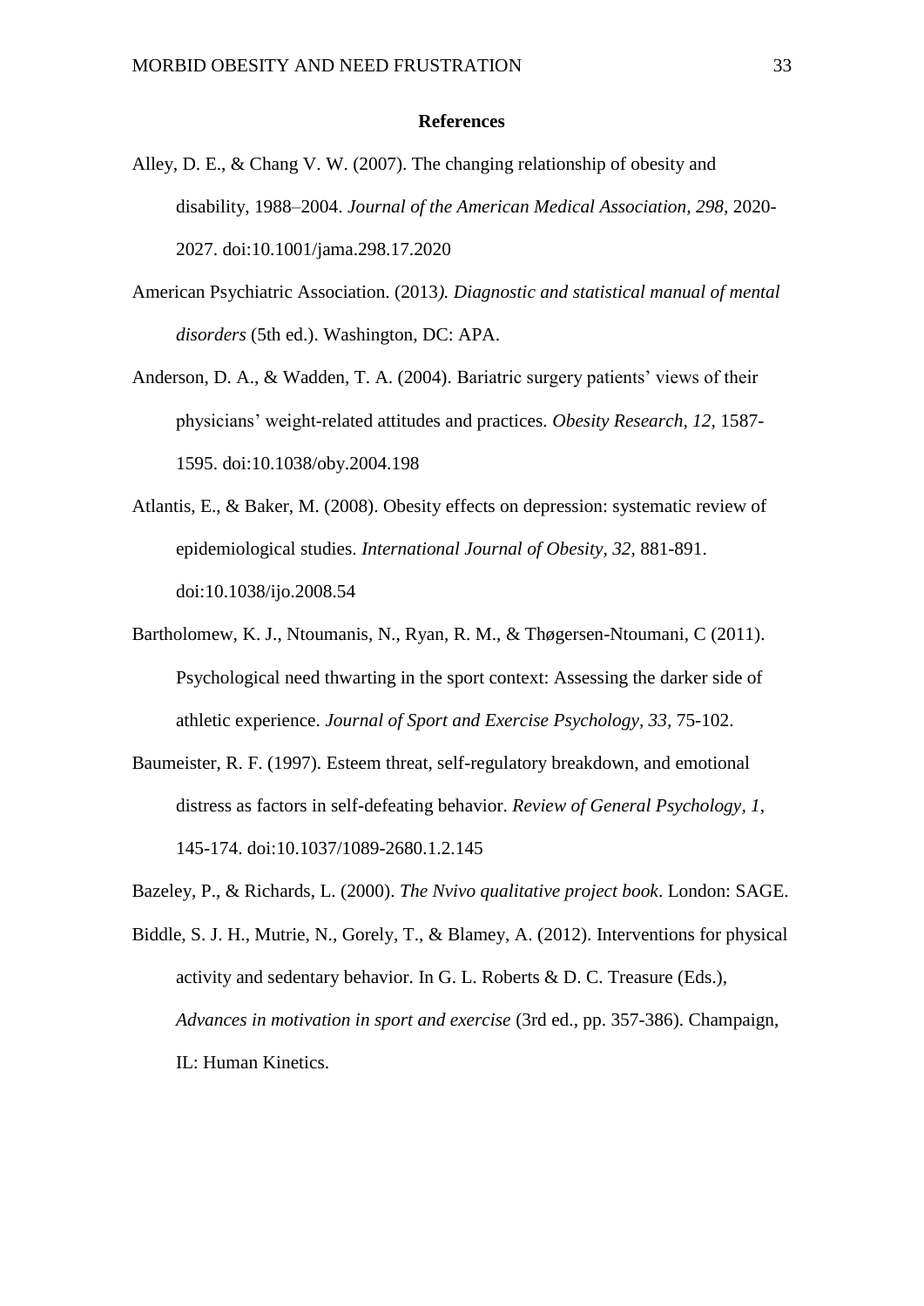## References

Alley, D. E., & Chang V. W. (2007). The changing relationship of obesity and disability, 1988–2004. *Journal of the American Medical Association, 298,* 2020-2027. doi:10.1001/jama.298.17.2020

American Psychiatric Association. (2013*). Diagnostic and statistical manual of mental disorders* (5th ed.). Washington, DC: APA.

Anderson, D. A., & Wadden, T. A. (2004). Bariatric surgery patients' views of their physicians' weight-related attitudes and practices. *Obesity Research, 12,* 1587-1595. doi:10.1038/oby.2004.198

Atlantis, E., & Baker, M. (2008). Obesity effects on depression: systematic review of epidemiological studies. *International Journal of Obesity, 32,* 881-891. doi:10.1038/ijo.2008.54

Bartholomew, K. J., Ntoumanis, N., Ryan, R. M., & Thøgersen-Ntoumani, C (2011). Psychological need thwarting in the sport context: Assessing the darker side of athletic experience. *Journal of Sport and Exercise Psychology, 33,* 75-102.

Baumeister, R. F. (1997). Esteem threat, self-regulatory breakdown, and emotional distress as factors in self-defeating behavior. *Review of General Psychology, 1,* 145-174. doi:10.1037/1089-2680.1.2.145

Bazeley, P., & Richards, L. (2000). *The Nvivo qualitative project book*. London: SAGE.

Biddle, S. J. H., Mutrie, N., Gorely, T., & Blamey, A. (2012). Interventions for physical activity and sedentary behavior. In G. L. Roberts & D. C. Treasure (Eds.), *Advances in motivation in sport and exercise* (3rd ed., pp. 357-386). Champaign, IL: Human Kinetics.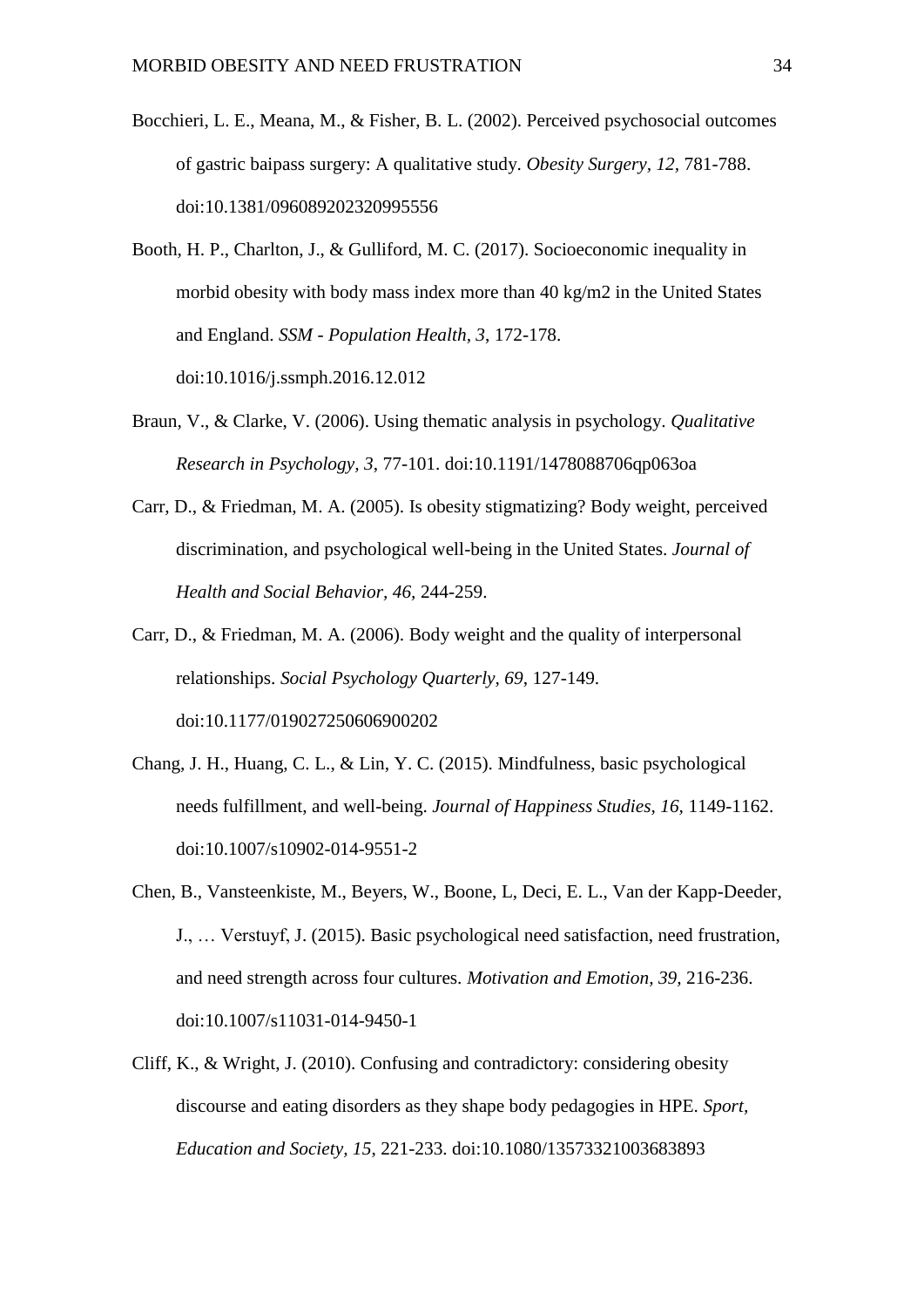Bocchieri, L. E., Meana, M., & Fisher, B. L. (2002). Perceived psychosocial outcomes of gastric baipass surgery: A qualitative study. *Obesity Surgery, 12*, 781-788. doi:10.1381/096089202320995556

Booth, H. P., Charlton, J., & Gulliford, M. C. (2017). Socioeconomic inequality in morbid obesity with body mass index more than 40 kg/m2 in the United States and England. *SSM - Population Health, 3*, 172-178. doi:10.1016/j.ssmph.2016.12.012

Braun, V., & Clarke, V. (2006). Using thematic analysis in psychology. *Qualitative Research in Psychology, 3*, 77-101. doi:10.1191/1478088706qp063oa

Carr, D., & Friedman, M. A. (2005). Is obesity stigmatizing? Body weight, perceived discrimination, and psychological well-being in the United States. *Journal of Health and Social Behavior, 46*, 244-259.

Carr, D., & Friedman, M. A. (2006). Body weight and the quality of interpersonal relationships. *Social Psychology Quarterly*, *69*, 127-149. doi:10.1177/019027250606900202

Chang, J. H., Huang, C. L., & Lin, Y. C. (2015). Mindfulness, basic psychological needs fulfillment, and well-being. *Journal of Happiness Studies, 16*, 1149-1162. doi:10.1007/s10902-014-9551-2

Chen, B., Vansteenkiste, M., Beyers, W., Boone, L, Deci, E. L., Van der Kapp-Deeder, J., … Verstuyf, J. (2015). Basic psychological need satisfaction, need frustration, and need strength across four cultures. *Motivation and Emotion, 39,* 216-236. doi:10.1007/s11031-014-9450-1

Cliff, K., & Wright, J. (2010). Confusing and contradictory: considering obesity discourse and eating disorders as they shape body pedagogies in HPE. *Sport, Education and Society, 15*, 221-233. doi:10.1080/13573321003683893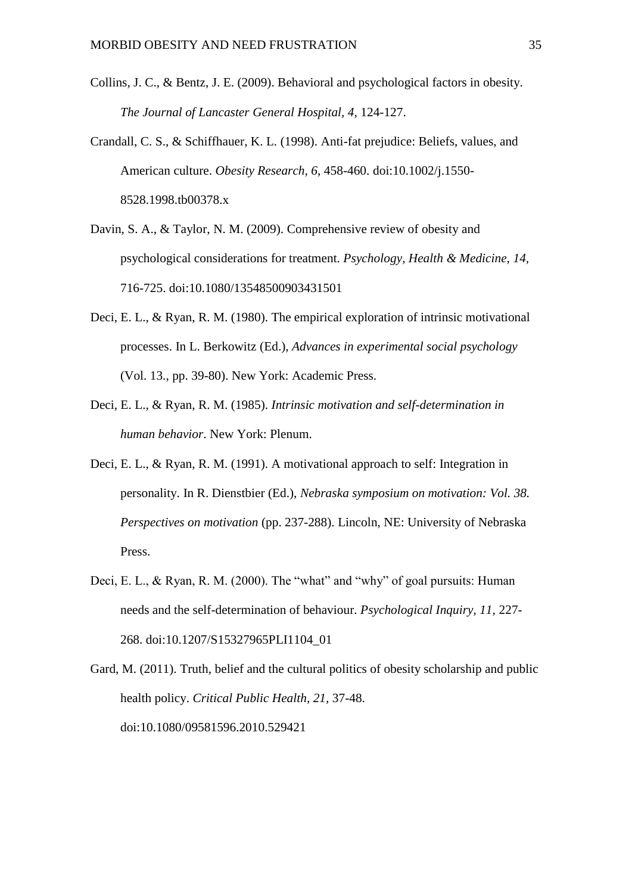Collins, J. C., & Bentz, J. E. (2009). Behavioral and psychological factors in obesity. *The Journal of Lancaster General Hospital, 4*, 124-127.

Crandall, C. S., & Schiffhauer, K. L. (1998). Anti-fat prejudice: Beliefs, values, and American culture. *Obesity Research, 6*, 458-460. doi:10.1002/j.1550-8528.1998.tb00378.x

Davin, S. A., & Taylor, N. M. (2009). Comprehensive review of obesity and psychological considerations for treatment. *Psychology, Health & Medicine, 14*, 716-725. doi:10.1080/13548500903431501

Deci, E. L., & Ryan, R. M. (1980). The empirical exploration of intrinsic motivational processes. In L. Berkowitz (Ed.), *Advances in experimental social psychology* (Vol. 13., pp. 39-80). New York: Academic Press.

Deci, E. L., & Ryan, R. M. (1985). *Intrinsic motivation and self-determination in human behavior*. New York: Plenum.

Deci, E. L., & Ryan, R. M. (1991). A motivational approach to self: Integration in personality. In R. Dienstbier (Ed.), *Nebraska symposium on motivation: Vol. 38. Perspectives on motivation* (pp. 237-288). Lincoln, NE: University of Nebraska Press.

Deci, E. L., & Ryan, R. M. (2000). The "what" and "why" of goal pursuits: Human needs and the self-determination of behaviour. *Psychological Inquiry, 11*, 227-268. doi:10.1207/S15327965PLI1104_01

Gard, M. (2011). Truth, belief and the cultural politics of obesity scholarship and public health policy. *Critical Public Health, 21*, 37-48. doi:10.1080/09581596.2010.529421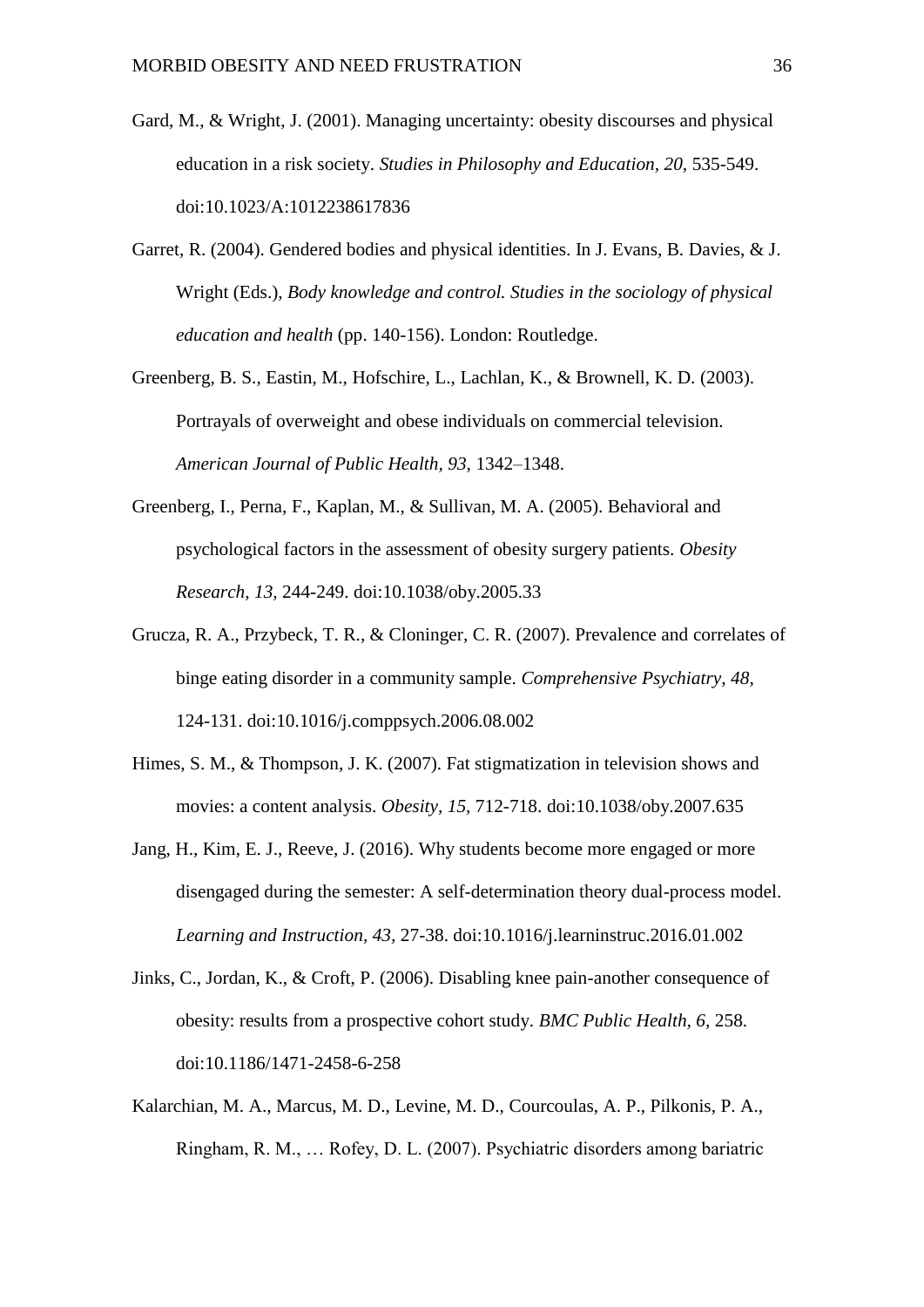Gard, M., & Wright, J. (2001). Managing uncertainty: obesity discourses and physical education in a risk society. *Studies in Philosophy and Education, 20,* 535-549. doi:10.1023/A:1012238617836

Garret, R. (2004). Gendered bodies and physical identities. In J. Evans, B. Davies, & J. Wright (Eds.), *Body knowledge and control. Studies in the sociology of physical education and health* (pp. 140-156). London: Routledge.

Greenberg, B. S., Eastin, M., Hofschire, L., Lachlan, K., & Brownell, K. D. (2003). Portrayals of overweight and obese individuals on commercial television. *American Journal of Public Health, 93,* 1342–1348.

Greenberg, I., Perna, F., Kaplan, M., & Sullivan, M. A. (2005). Behavioral and psychological factors in the assessment of obesity surgery patients. *Obesity Research, 13,* 244-249. doi:10.1038/oby.2005.33

Grucza, R. A., Przybeck, T. R., & Cloninger, C. R. (2007). Prevalence and correlates of binge eating disorder in a community sample. *Comprehensive Psychiatry, 48,* 124-131. doi:10.1016/j.comppsych.2006.08.002

Himes, S. M., & Thompson, J. K. (2007). Fat stigmatization in television shows and movies: a content analysis. *Obesity, 15,* 712-718. doi:10.1038/oby.2007.635

Jang, H., Kim, E. J., Reeve, J. (2016). Why students become more engaged or more disengaged during the semester: A self-determination theory dual-process model. *Learning and Instruction, 43,* 27-38. doi:10.1016/j.learninstruc.2016.01.002

Jinks, C., Jordan, K., & Croft, P. (2006). Disabling knee pain-another consequence of obesity: results from a prospective cohort study. *BMC Public Health, 6,* 258. doi:10.1186/1471-2458-6-258

Kalarchian, M. A., Marcus, M. D., Levine, M. D., Courcoulas, A. P., Pilkonis, P. A., Ringham, R. M., … Rofey, D. L. (2007). Psychiatric disorders among bariatric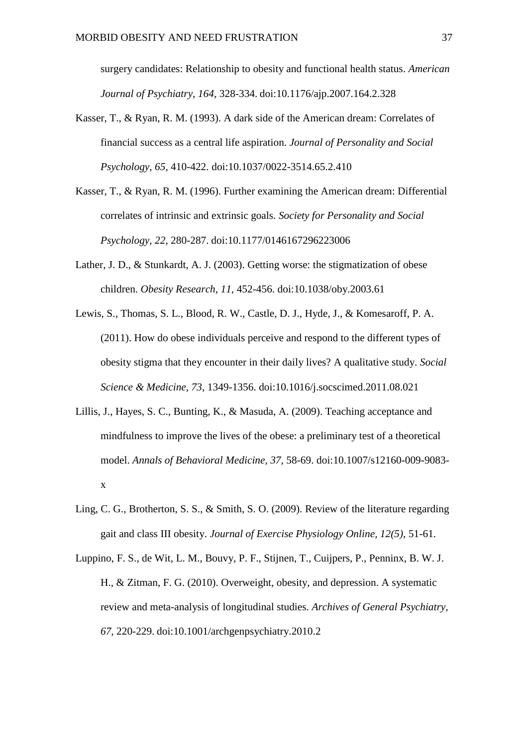surgery candidates: Relationship to obesity and functional health status. *American Journal of Psychiatry, 164*, 328-334. doi:10.1176/ajp.2007.164.2.328

Kasser, T., & Ryan, R. M. (1993). A dark side of the American dream: Correlates of financial success as a central life aspiration. *Journal of Personality and Social Psychology, 65,* 410-422. doi:10.1037/0022-3514.65.2.410

Kasser, T., & Ryan, R. M. (1996). Further examining the American dream: Differential correlates of intrinsic and extrinsic goals. *Society for Personality and Social Psychology, 22,* 280-287. doi:10.1177/0146167296223006

Lather, J. D., & Stunkardt, A. J. (2003). Getting worse: the stigmatization of obese children. *Obesity Research, 11,* 452-456. doi:10.1038/oby.2003.61

Lewis, S., Thomas, S. L., Blood, R. W., Castle, D. J., Hyde, J., & Komesaroff, P. A. (2011). How do obese individuals perceive and respond to the different types of obesity stigma that they encounter in their daily lives? A qualitative study. *Social Science & Medicine, 73*, 1349-1356. doi:10.1016/j.socscimed.2011.08.021

Lillis, J., Hayes, S. C., Bunting, K., & Masuda, A. (2009). Teaching acceptance and mindfulness to improve the lives of the obese: a preliminary test of a theoretical model. *Annals of Behavioral Medicine, 37,* 58-69. doi:10.1007/s12160-009-9083-x

Ling, C. G., Brotherton, S. S., & Smith, S. O. (2009). Review of the literature regarding gait and class III obesity. *Journal of Exercise Physiology Online, 12(5)*, 51-61.

Luppino, F. S., de Wit, L. M., Bouvy, P. F., Stijnen, T., Cuijpers, P., Penninx, B. W. J. H., & Zitman, F. G. (2010). Overweight, obesity, and depression. A systematic review and meta-analysis of longitudinal studies. *Archives of General Psychiatry, 67*, 220-229. doi:10.1001/archgenpsychiatry.2010.2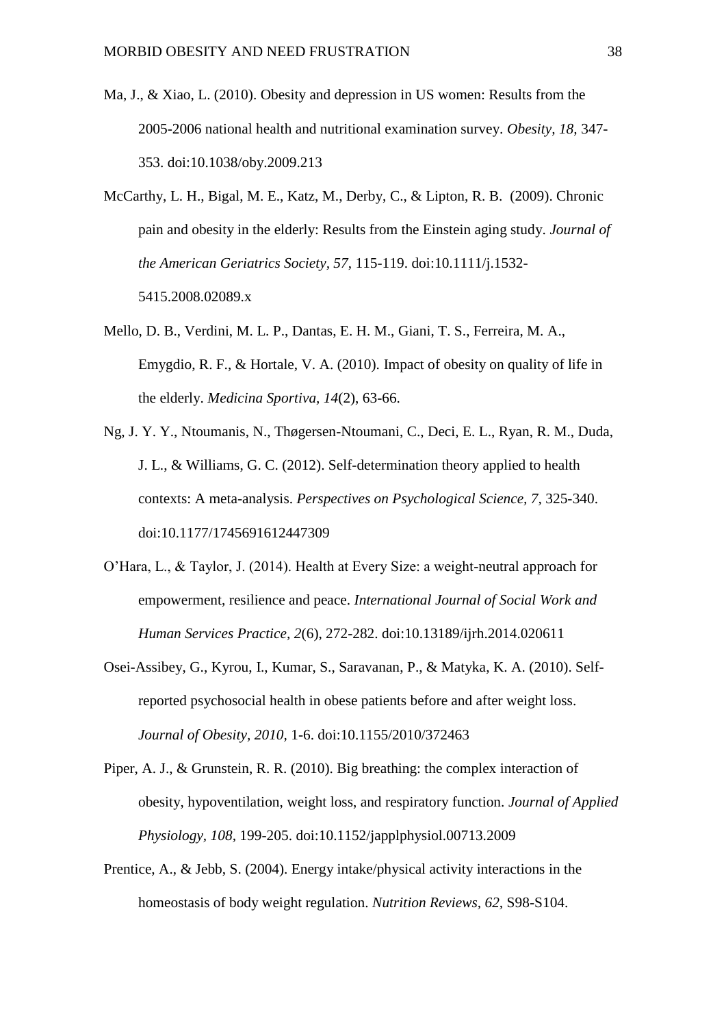Ma, J., & Xiao, L. (2010). Obesity and depression in US women: Results from the 2005-2006 national health and nutritional examination survey. *Obesity, 18,* 347-353. doi:10.1038/oby.2009.213

McCarthy, L. H., Bigal, M. E., Katz, M., Derby, C., & Lipton, R. B. (2009). Chronic pain and obesity in the elderly: Results from the Einstein aging study. *Journal of the American Geriatrics Society, 57*, 115-119. doi:10.1111/j.1532-5415.2008.02089.x

Mello, D. B., Verdini, M. L. P., Dantas, E. H. M., Giani, T. S., Ferreira, M. A., Emygdio, R. F., & Hortale, V. A. (2010). Impact of obesity on quality of life in the elderly. *Medicina Sportiva, 14*(2), 63-66.

Ng, J. Y. Y., Ntoumanis, N., Thøgersen-Ntoumani, C., Deci, E. L., Ryan, R. M., Duda, J. L., & Williams, G. C. (2012). Self-determination theory applied to health contexts: A meta-analysis. *Perspectives on Psychological Science, 7,* 325-340. doi:10.1177/1745691612447309

O'Hara, L., & Taylor, J. (2014). Health at Every Size: a weight-neutral approach for empowerment, resilience and peace. *International Journal of Social Work and Human Services Practice, 2*(6), 272-282. doi:10.13189/ijrh.2014.020611

Osei-Assibey, G., Kyrou, I., Kumar, S., Saravanan, P., & Matyka, K. A. (2010). Self-reported psychosocial health in obese patients before and after weight loss. *Journal of Obesity, 2010*, 1-6. doi:10.1155/2010/372463

Piper, A. J., & Grunstein, R. R. (2010). Big breathing: the complex interaction of obesity, hypoventilation, weight loss, and respiratory function. *Journal of Applied Physiology, 108,* 199-205. doi:10.1152/japplphysiol.00713.2009

Prentice, A., & Jebb, S. (2004). Energy intake/physical activity interactions in the homeostasis of body weight regulation. *Nutrition Reviews, 62,* S98-S104.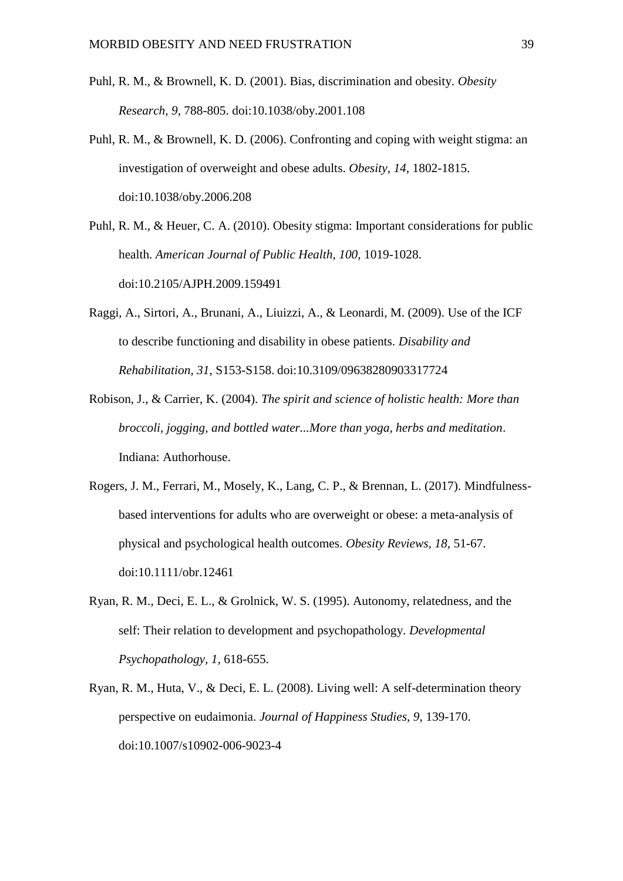Puhl, R. M., & Brownell, K. D. (2001). Bias, discrimination and obesity. *Obesity Research, 9,* 788-805. doi:10.1038/oby.2001.108

Puhl, R. M., & Brownell, K. D. (2006). Confronting and coping with weight stigma: an investigation of overweight and obese adults. *Obesity, 14,* 1802-1815. doi:10.1038/oby.2006.208

Puhl, R. M., & Heuer, C. A. (2010). Obesity stigma: Important considerations for public health. *American Journal of Public Health, 100,* 1019-1028. doi:10.2105/AJPH.2009.159491

Raggi, A., Sirtori, A., Brunani, A., Liuizzi, A., & Leonardi, M. (2009). Use of the ICF to describe functioning and disability in obese patients. *Disability and Rehabilitation, 31*, S153-S158. doi:10.3109/09638280903317724

Robison, J., & Carrier, K. (2004). *The spirit and science of holistic health: More than broccoli, jogging, and bottled water...More than yoga, herbs and meditation*. Indiana: Authorhouse.

Rogers, J. M., Ferrari, M., Mosely, K., Lang, C. P., & Brennan, L. (2017). Mindfulness-based interventions for adults who are overweight or obese: a meta-analysis of physical and psychological health outcomes. *Obesity Reviews, 18,* 51-67. doi:10.1111/obr.12461

Ryan, R. M., Deci, E. L., & Grolnick, W. S. (1995). Autonomy, relatedness, and the self: Their relation to development and psychopathology. *Developmental Psychopathology, 1,* 618-655.

Ryan, R. M., Huta, V., & Deci, E. L. (2008). Living well: A self-determination theory perspective on eudaimonia. *Journal of Happiness Studies, 9,* 139-170. doi:10.1007/s10902-006-9023-4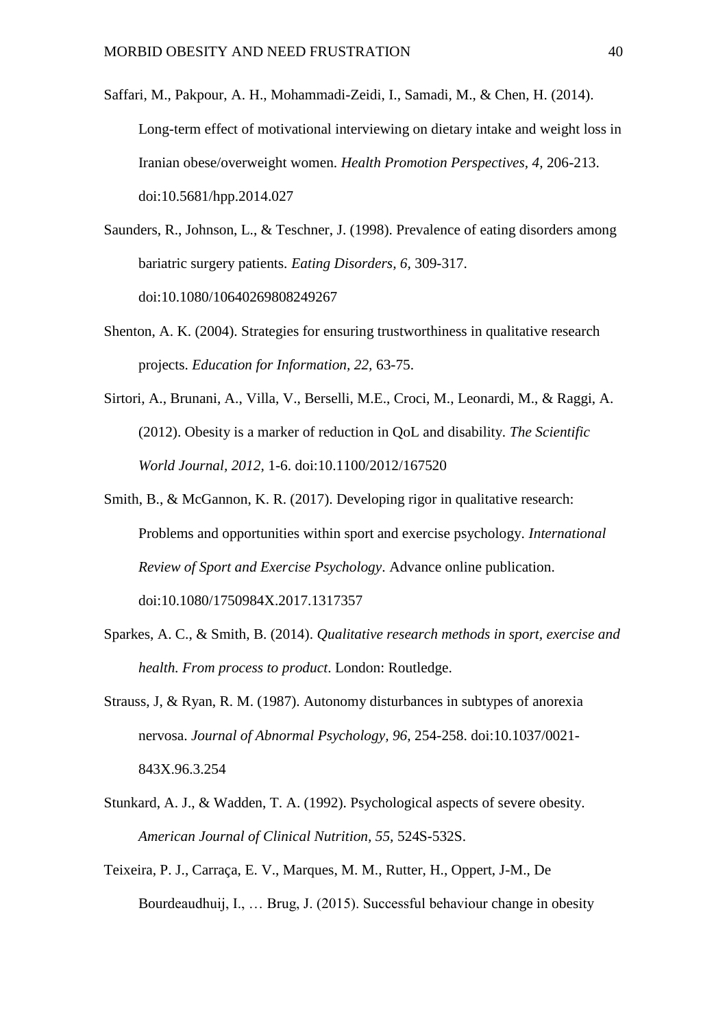Saffari, M., Pakpour, A. H., Mohammadi-Zeidi, I., Samadi, M., & Chen, H. (2014). Long-term effect of motivational interviewing on dietary intake and weight loss in Iranian obese/overweight women. *Health Promotion Perspectives, 4,* 206-213. doi:10.5681/hpp.2014.027

Saunders, R., Johnson, L., & Teschner, J. (1998). Prevalence of eating disorders among bariatric surgery patients. *Eating Disorders, 6,* 309-317. doi:10.1080/10640269808249267

Shenton, A. K. (2004). Strategies for ensuring trustworthiness in qualitative research projects. *Education for Information, 22,* 63-75.

Sirtori, A., Brunani, A., Villa, V., Berselli, M.E., Croci, M., Leonardi, M., & Raggi, A. (2012). Obesity is a marker of reduction in QoL and disability. *The Scientific World Journal, 2012,* 1-6. doi:10.1100/2012/167520

Smith, B., & McGannon, K. R. (2017). Developing rigor in qualitative research: Problems and opportunities within sport and exercise psychology. *International Review of Sport and Exercise Psychology*. Advance online publication. doi:10.1080/1750984X.2017.1317357

Sparkes, A. C., & Smith, B. (2014). *Qualitative research methods in sport, exercise and health. From process to product*. London: Routledge.

Strauss, J, & Ryan, R. M. (1987). Autonomy disturbances in subtypes of anorexia nervosa. *Journal of Abnormal Psychology, 96,* 254-258. doi:10.1037/0021-843X.96.3.254

Stunkard, A. J., & Wadden, T. A. (1992). Psychological aspects of severe obesity. *American Journal of Clinical Nutrition, 55*, 524S-532S.

Teixeira, P. J., Carraça, E. V., Marques, M. M., Rutter, H., Oppert, J-M., De Bourdeaudhuij, I., … Brug, J. (2015). Successful behaviour change in obesity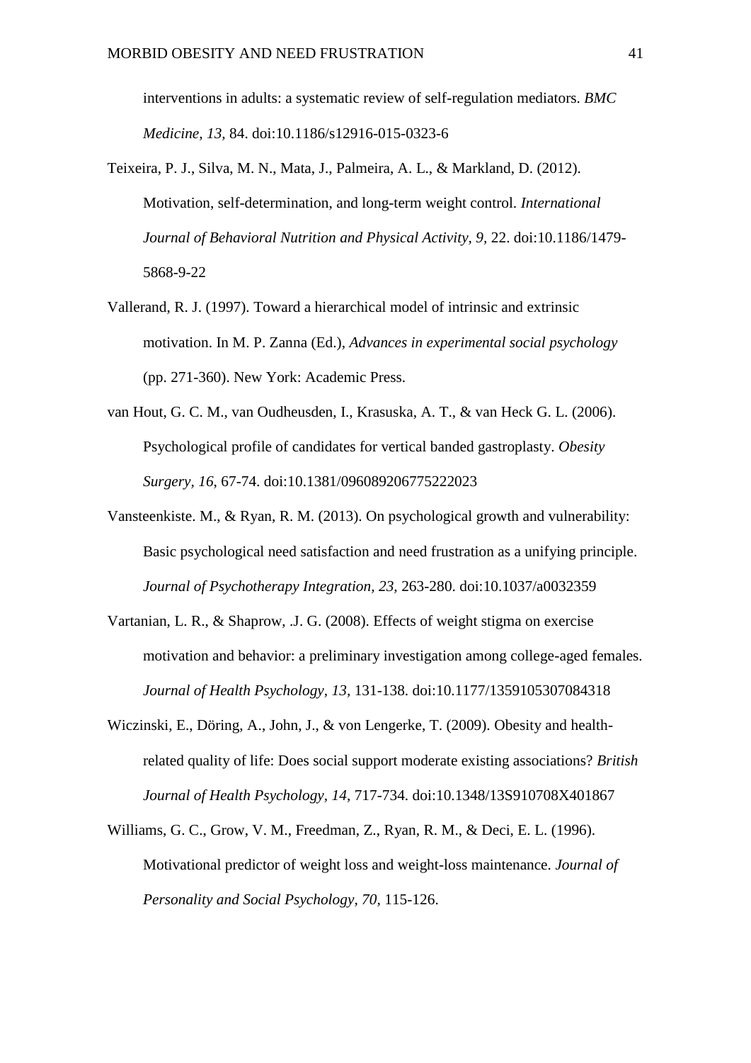interventions in adults: a systematic review of self-regulation mediators. *BMC Medicine, 13*, 84. doi:10.1186/s12916-015-0323-6

Teixeira, P. J., Silva, M. N., Mata, J., Palmeira, A. L., & Markland, D. (2012). Motivation, self-determination, and long-term weight control. *International Journal of Behavioral Nutrition and Physical Activity, 9*, 22. doi:10.1186/1479-5868-9-22

Vallerand, R. J. (1997). Toward a hierarchical model of intrinsic and extrinsic motivation. In M. P. Zanna (Ed.), *Advances in experimental social psychology* (pp. 271-360). New York: Academic Press.

van Hout, G. C. M., van Oudheusden, I., Krasuska, A. T., & van Heck G. L. (2006). Psychological profile of candidates for vertical banded gastroplasty. *Obesity Surgery, 16*, 67-74. doi:10.1381/096089206775222023

Vansteenkiste. M., & Ryan, R. M. (2013). On psychological growth and vulnerability: Basic psychological need satisfaction and need frustration as a unifying principle. *Journal of Psychotherapy Integration, 23*, 263-280. doi:10.1037/a0032359

Vartanian, L. R., & Shaprow, .J. G. (2008). Effects of weight stigma on exercise motivation and behavior: a preliminary investigation among college-aged females. *Journal of Health Psychology, 13*, 131-138. doi:10.1177/1359105307084318

Wiczinski, E., Döring, A., John, J., & von Lengerke, T. (2009). Obesity and health-related quality of life: Does social support moderate existing associations? *British Journal of Health Psychology, 14*, 717-734. doi:10.1348/13S910708X401867

Williams, G. C., Grow, V. M., Freedman, Z., Ryan, R. M., & Deci, E. L. (1996). Motivational predictor of weight loss and weight-loss maintenance. *Journal of Personality and Social Psychology, 70*, 115-126.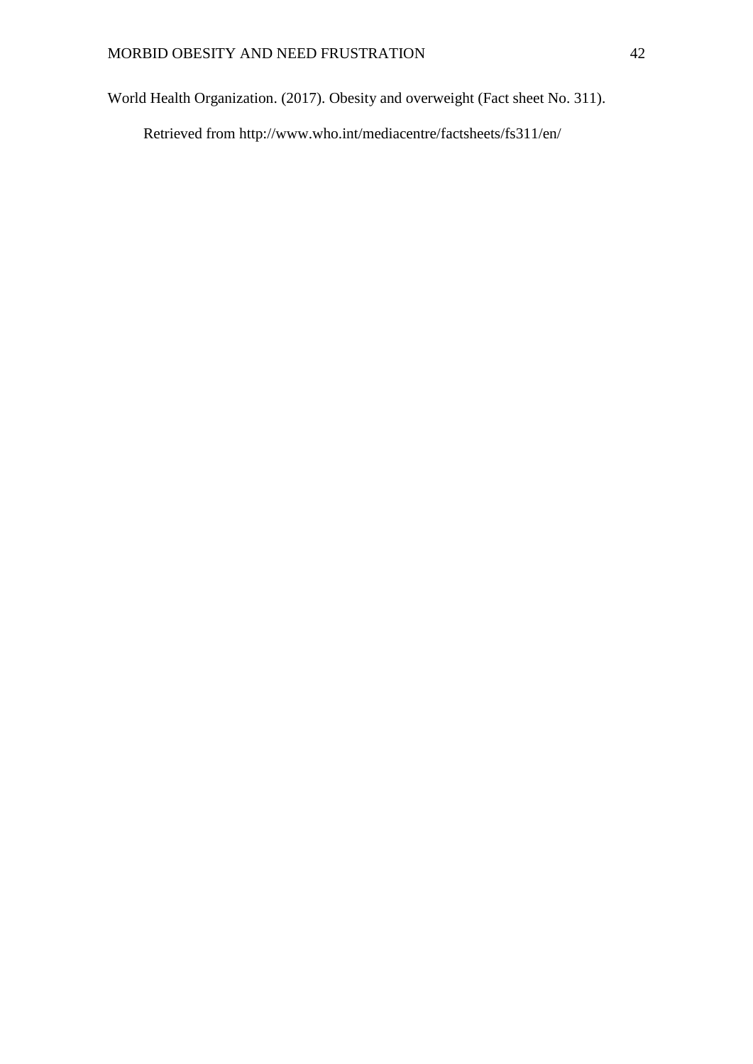World Health Organization. (2017). Obesity and overweight (Fact sheet No. 311). Retrieved from http://www.who.int/mediacentre/factsheets/fs311/en/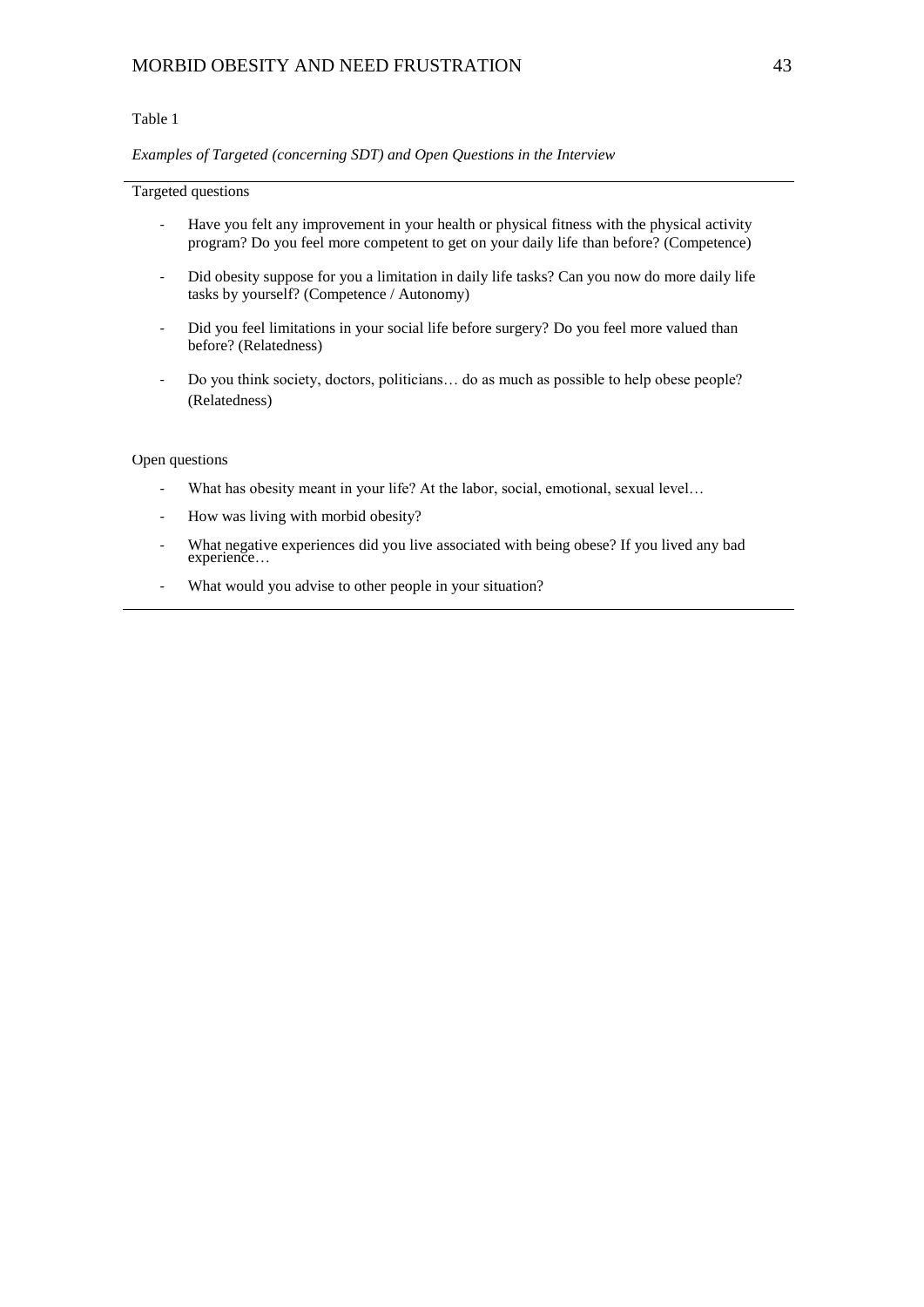Table 1

*Examples of Targeted (concerning SDT) and Open Questions in the Interview*

Targeted questions

- Have you felt any improvement in your health or physical fitness with the physical activity program? Do you feel more competent to get on your daily life than before? (Competence)
- Did obesity suppose for you a limitation in daily life tasks? Can you now do more daily life tasks by yourself? (Competence / Autonomy)
- Did you feel limitations in your social life before surgery? Do you feel more valued than before? (Relatedness)
- Do you think society, doctors, politicians… do as much as possible to help obese people? (Relatedness)

Open questions

- What has obesity meant in your life? At the labor, social, emotional, sexual level…
- How was living with morbid obesity?
- What negative experiences did you live associated with being obese? If you lived any bad experience…
- What would you advise to other people in your situation?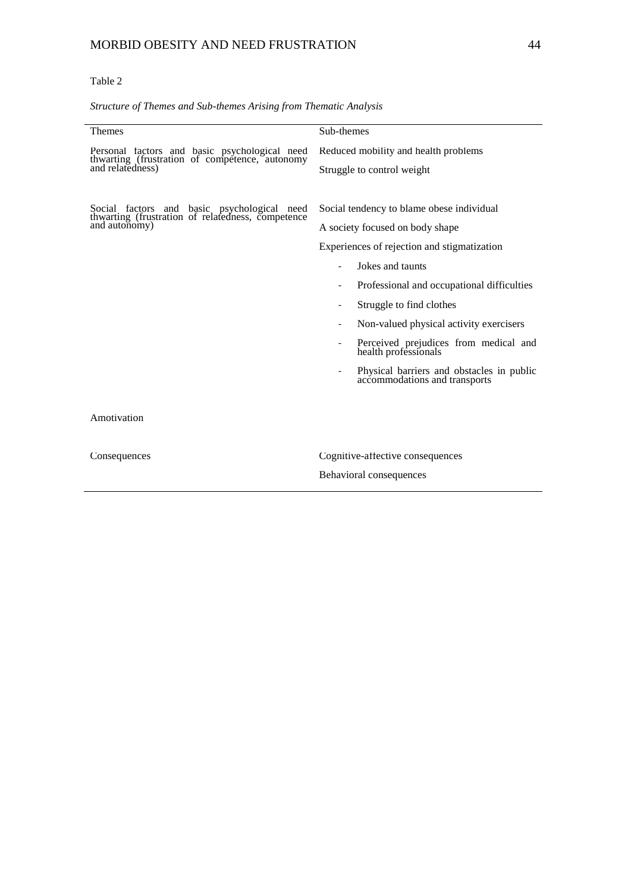Table 2

*Structure of Themes and Sub-themes Arising from Thematic Analysis*

| Themes | Sub-themes |
|---|---|
| Personal factors and basic psychological need thwarting (frustration of competence, autonomy and relatedness) | Reduced mobility and health problems |
| | Struggle to control weight |
| Social factors and basic psychological need thwarting (frustration of relatedness, competence and autonomy) | Social tendency to blame obese individual |
| | A society focused on body shape |
| | Experiences of rejection and stigmatization |
| | - Jokes and taunts |
| | - Professional and occupational difficulties |
| | - Struggle to find clothes |
| | - Non-valued physical activity exercisers |
| | - Perceived prejudices from medical and health professionals |
| | - Physical barriers and obstacles in public accommodations and transports |
| Amotivation | |
| Consequences | Cognitive-affective consequences |
| | Behavioral consequences |